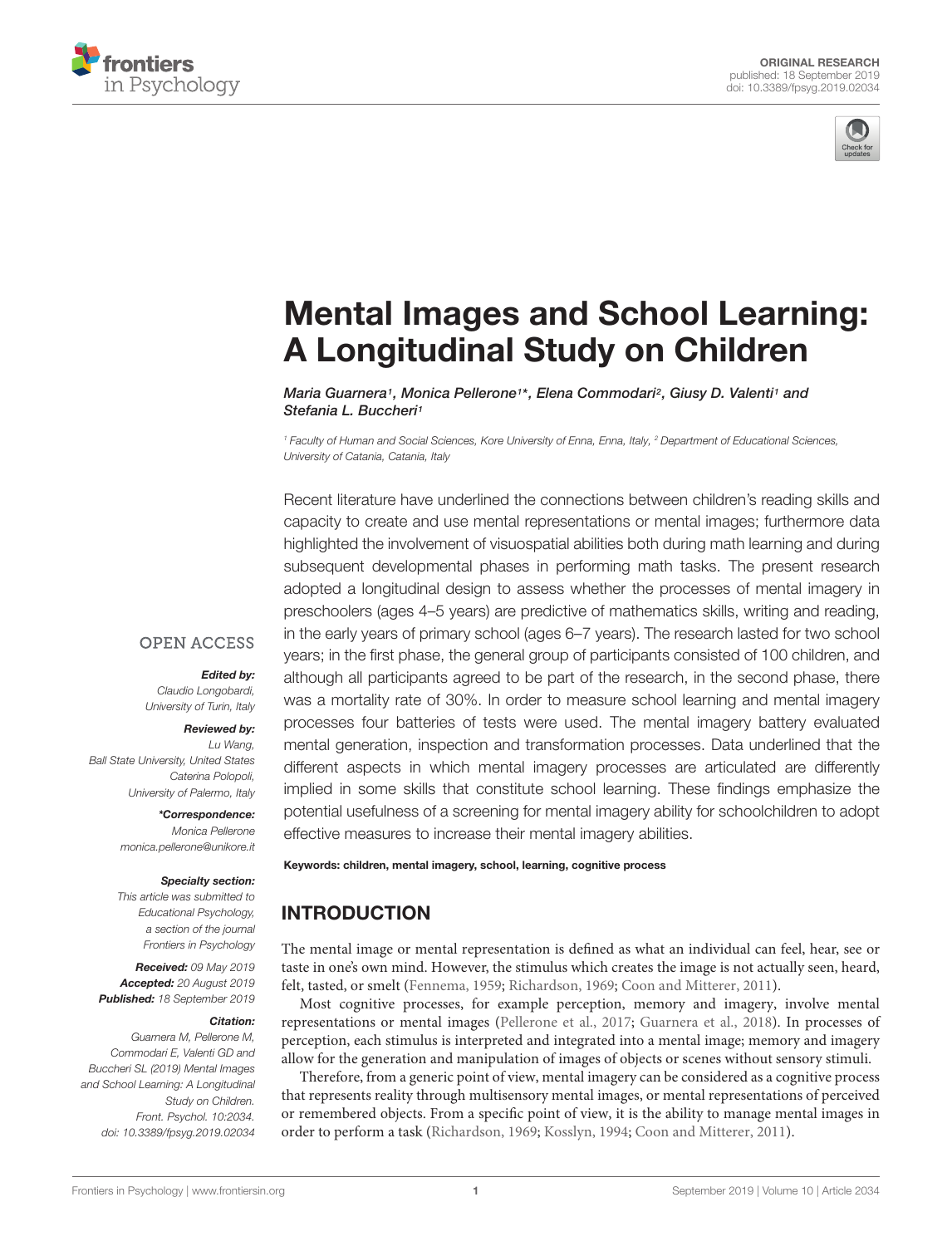ORIGINAL RESEARCH
published: 18 September 2019
doi: 10.3389/fpsyg.2019.02034

# Mental Images and School Learning: A Longitudinal Study on Children

*Maria Guarnera[1], Monica Pellerone[1]*, Elena Commodari[2], Giusy D. Valenti[1] and Stefania L. Buccheri[1]*

[1] *Faculty of Human and Social Sciences, Kore University of Enna, Enna, Italy,* [2] *Department of Educational Sciences, University of Catania, Catania, Italy*

Recent literature have underlined the connections between children's reading skills and capacity to create and use mental representations or mental images; furthermore data highlighted the involvement of visuospatial abilities both during math learning and during subsequent developmental phases in performing math tasks. The present research adopted a longitudinal design to assess whether the processes of mental imagery in preschoolers (ages 4–5 years) are predictive of mathematics skills, writing and reading, in the early years of primary school (ages 6–7 years). The research lasted for two school years; in the first phase, the general group of participants consisted of 100 children, and although all participants agreed to be part of the research, in the second phase, there was a mortality rate of 30%. In order to measure school learning and mental imagery processes four batteries of tests were used. The mental imagery battery evaluated mental generation, inspection and transformation processes. Data underlined that the different aspects in which mental imagery processes are articulated are differently implied in some skills that constitute school learning. These findings emphasize the potential usefulness of a screening for mental imagery ability for schoolchildren to adopt effective measures to increase their mental imagery abilities.

**Keywords: children, mental imagery, school, learning, cognitive process**

OPEN ACCESS

***Edited by:***
*Claudio Longobardi, University of Turin, Italy*

***Reviewed by:***
*Lu Wang, Ball State University, United States*
*Caterina Polopoli, University of Palermo, Italy*

***\*Correspondence:***
*Monica Pellerone*
*monica.pellerone@unikore.it*

***Specialty section:***
*This article was submitted to Educational Psychology, a section of the journal Frontiers in Psychology*

***Received:*** *09 May 2019*
***Accepted:*** *20 August 2019*
***Published:*** *18 September 2019*

***Citation:***
*Guarnera M, Pellerone M, Commodari E, Valenti GD and Buccheri SL (2019) Mental Images and School Learning: A Longitudinal Study on Children. Front. Psychol. 10:2034. doi: 10.3389/fpsyg.2019.02034*

## INTRODUCTION

The mental image or mental representation is defined as what an individual can feel, hear, see or taste in one's own mind. However, the stimulus which creates the image is not actually seen, heard, felt, tasted, or smelt (Fennema, 1959; Richardson, 1969; Coon and Mitterer, 2011).

Most cognitive processes, for example perception, memory and imagery, involve mental representations or mental images (Pellerone et al., 2017; Guarnera et al., 2018). In processes of perception, each stimulus is interpreted and integrated into a mental image; memory and imagery allow for the generation and manipulation of images of objects or scenes without sensory stimuli.

Therefore, from a generic point of view, mental imagery can be considered as a cognitive process that represents reality through multisensory mental images, or mental representations of perceived or remembered objects. From a specific point of view, it is the ability to manage mental images in order to perform a task (Richardson, 1969; Kosslyn, 1994; Coon and Mitterer, 2011).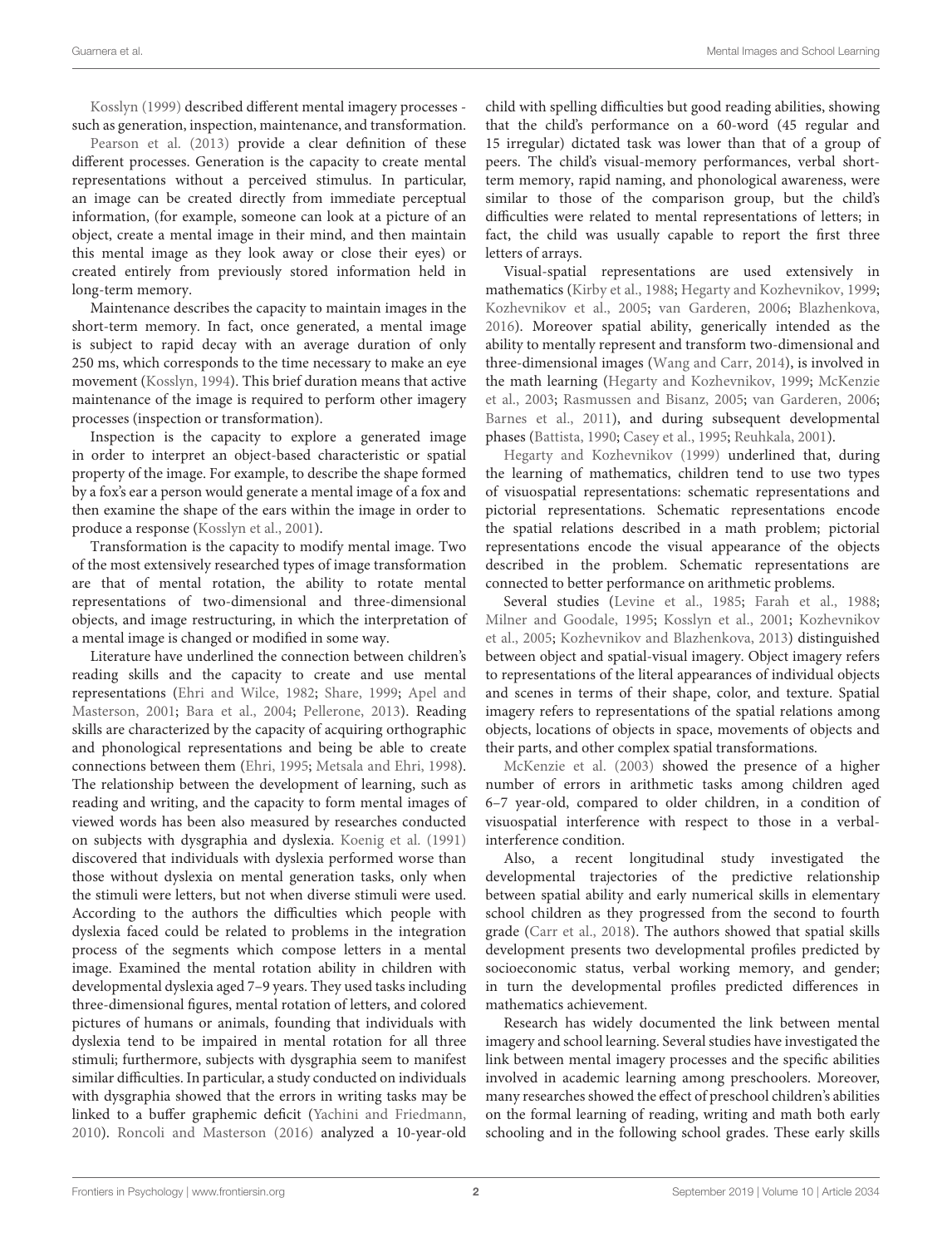Kosslyn (1999) described different mental imagery processes - such as generation, inspection, maintenance, and transformation. Pearson et al. (2013) provide a clear definition of these different processes. Generation is the capacity to create mental representations without a perceived stimulus. In particular, an image can be created directly from immediate perceptual information, (for example, someone can look at a picture of an object, create a mental image in their mind, and then maintain this mental image as they look away or close their eyes) or created entirely from previously stored information held in long-term memory.

Maintenance describes the capacity to maintain images in the short-term memory. In fact, once generated, a mental image is subject to rapid decay with an average duration of only 250 ms, which corresponds to the time necessary to make an eye movement (Kosslyn, 1994). This brief duration means that active maintenance of the image is required to perform other imagery processes (inspection or transformation).

Inspection is the capacity to explore a generated image in order to interpret an object-based characteristic or spatial property of the image. For example, to describe the shape formed by a fox's ear a person would generate a mental image of a fox and then examine the shape of the ears within the image in order to produce a response (Kosslyn et al., 2001).

Transformation is the capacity to modify mental image. Two of the most extensively researched types of image transformation are that of mental rotation, the ability to rotate mental representations of two-dimensional and three-dimensional objects, and image restructuring, in which the interpretation of a mental image is changed or modified in some way.

Literature have underlined the connection between children's reading skills and the capacity to create and use mental representations (Ehri and Wilce, 1982; Share, 1999; Apel and Masterson, 2001; Bara et al., 2004; Pellerone, 2013). Reading skills are characterized by the capacity of acquiring orthographic and phonological representations and being be able to create connections between them (Ehri, 1995; Metsala and Ehri, 1998). The relationship between the development of learning, such as reading and writing, and the capacity to form mental images of viewed words has been also measured by researches conducted on subjects with dysgraphia and dyslexia. Koenig et al. (1991) discovered that individuals with dyslexia performed worse than those without dyslexia on mental generation tasks, only when the stimuli were letters, but not when diverse stimuli were used. According to the authors the difficulties which people with dyslexia faced could be related to problems in the integration process of the segments which compose letters in a mental image. Examined the mental rotation ability in children with developmental dyslexia aged 7–9 years. They used tasks including three-dimensional figures, mental rotation of letters, and colored pictures of humans or animals, founding that individuals with dyslexia tend to be impaired in mental rotation for all three stimuli; furthermore, subjects with dysgraphia seem to manifest similar difficulties. In particular, a study conducted on individuals with dysgraphia showed that the errors in writing tasks may be linked to a buffer graphemic deficit (Yachini and Friedmann, 2010). Roncoli and Masterson (2016) analyzed a 10-year-old child with spelling difficulties but good reading abilities, showing that the child's performance on a 60-word (45 regular and 15 irregular) dictated task was lower than that of a group of peers. The child's visual-memory performances, verbal short-term memory, rapid naming, and phonological awareness, were similar to those of the comparison group, but the child's difficulties were related to mental representations of letters; in fact, the child was usually capable to report the first three letters of arrays.

Visual-spatial representations are used extensively in mathematics (Kirby et al., 1988; Hegarty and Kozhevnikov, 1999; Kozhevnikov et al., 2005; van Garderen, 2006; Blazhenkova, 2016). Moreover spatial ability, generically intended as the ability to mentally represent and transform two-dimensional and three-dimensional images (Wang and Carr, 2014), is involved in the math learning (Hegarty and Kozhevnikov, 1999; McKenzie et al., 2003; Rasmussen and Bisanz, 2005; van Garderen, 2006; Barnes et al., 2011), and during subsequent developmental phases (Battista, 1990; Casey et al., 1995; Reuhkala, 2001).

Hegarty and Kozhevnikov (1999) underlined that, during the learning of mathematics, children tend to use two types of visuospatial representations: schematic representations and pictorial representations. Schematic representations encode the spatial relations described in a math problem; pictorial representations encode the visual appearance of the objects described in the problem. Schematic representations are connected to better performance on arithmetic problems.

Several studies (Levine et al., 1985; Farah et al., 1988; Milner and Goodale, 1995; Kosslyn et al., 2001; Kozhevnikov et al., 2005; Kozhevnikov and Blazhenkova, 2013) distinguished between object and spatial-visual imagery. Object imagery refers to representations of the literal appearances of individual objects and scenes in terms of their shape, color, and texture. Spatial imagery refers to representations of the spatial relations among objects, locations of objects in space, movements of objects and their parts, and other complex spatial transformations.

McKenzie et al. (2003) showed the presence of a higher number of errors in arithmetic tasks among children aged 6–7 year-old, compared to older children, in a condition of visuospatial interference with respect to those in a verbal-interference condition.

Also, a recent longitudinal study investigated the developmental trajectories of the predictive relationship between spatial ability and early numerical skills in elementary school children as they progressed from the second to fourth grade (Carr et al., 2018). The authors showed that spatial skills development presents two developmental profiles predicted by socioeconomic status, verbal working memory, and gender; in turn the developmental profiles predicted differences in mathematics achievement.

Research has widely documented the link between mental imagery and school learning. Several studies have investigated the link between mental imagery processes and the specific abilities involved in academic learning among preschoolers. Moreover, many researches showed the effect of preschool children's abilities on the formal learning of reading, writing and math both early schooling and in the following school grades. These early skills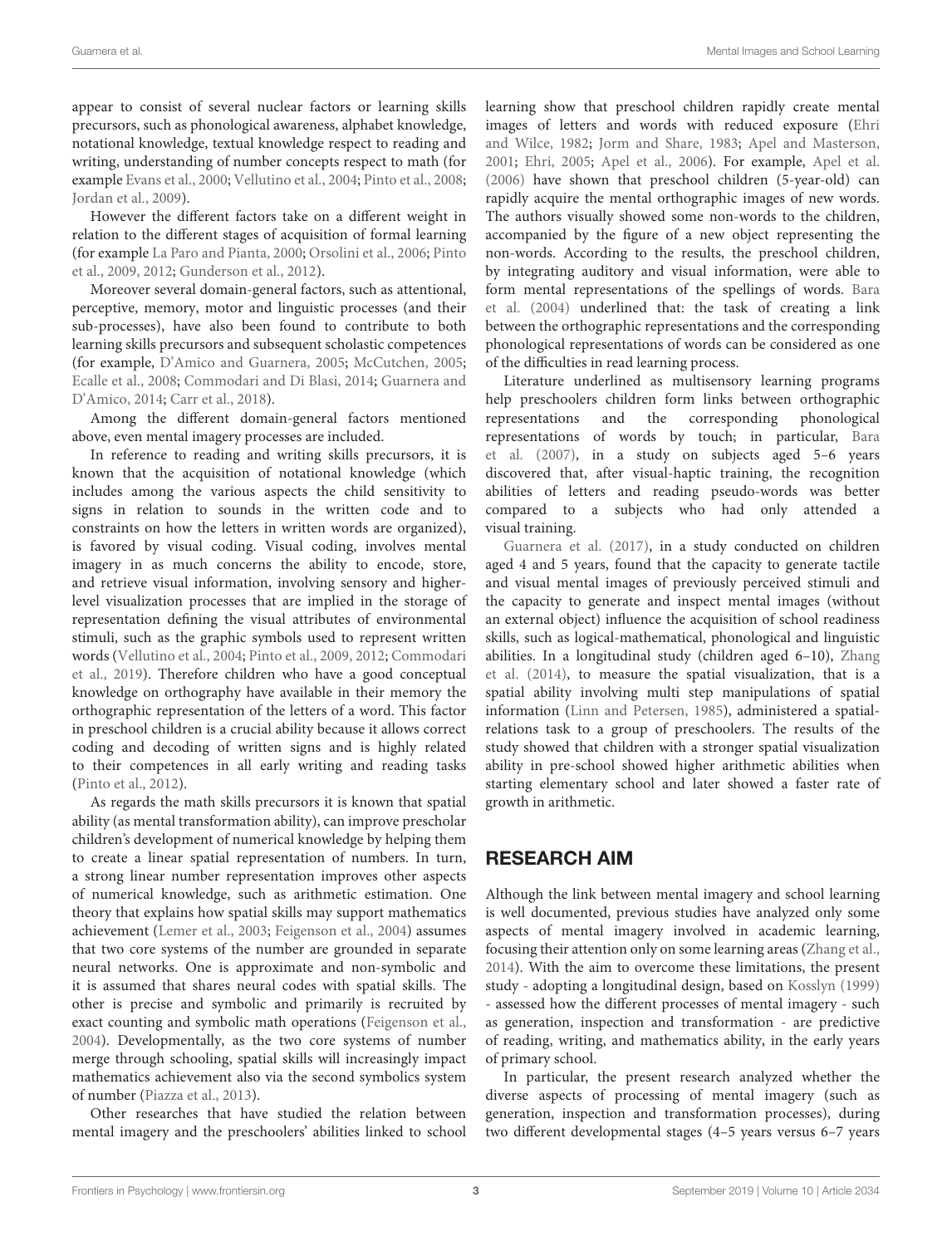appear to consist of several nuclear factors or learning skills precursors, such as phonological awareness, alphabet knowledge, notational knowledge, textual knowledge respect to reading and writing, understanding of number concepts respect to math (for example Evans et al., 2000; Vellutino et al., 2004; Pinto et al., 2008; Jordan et al., 2009).

However the different factors take on a different weight in relation to the different stages of acquisition of formal learning (for example La Paro and Pianta, 2000; Orsolini et al., 2006; Pinto et al., 2009, 2012; Gunderson et al., 2012).

Moreover several domain-general factors, such as attentional, perceptive, memory, motor and linguistic processes (and their sub-processes), have also been found to contribute to both learning skills precursors and subsequent scholastic competences (for example, D'Amico and Guarnera, 2005; McCutchen, 2005; Ecalle et al., 2008; Commodari and Di Blasi, 2014; Guarnera and D'Amico, 2014; Carr et al., 2018).

Among the different domain-general factors mentioned above, even mental imagery processes are included.

In reference to reading and writing skills precursors, it is known that the acquisition of notational knowledge (which includes among the various aspects the child sensitivity to signs in relation to sounds in the written code and to constraints on how the letters in written words are organized), is favored by visual coding. Visual coding, involves mental imagery in as much concerns the ability to encode, store, and retrieve visual information, involving sensory and higher-level visualization processes that are implied in the storage of representation defining the visual attributes of environmental stimuli, such as the graphic symbols used to represent written words (Vellutino et al., 2004; Pinto et al., 2009, 2012; Commodari et al., 2019). Therefore children who have a good conceptual knowledge on orthography have available in their memory the orthographic representation of the letters of a word. This factor in preschool children is a crucial ability because it allows correct coding and decoding of written signs and is highly related to their competences in all early writing and reading tasks (Pinto et al., 2012).

As regards the math skills precursors it is known that spatial ability (as mental transformation ability), can improve prescholar children's development of numerical knowledge by helping them to create a linear spatial representation of numbers. In turn, a strong linear number representation improves other aspects of numerical knowledge, such as arithmetic estimation. One theory that explains how spatial skills may support mathematics achievement (Lemer et al., 2003; Feigenson et al., 2004) assumes that two core systems of the number are grounded in separate neural networks. One is approximate and non-symbolic and it is assumed that shares neural codes with spatial skills. The other is precise and symbolic and primarily is recruited by exact counting and symbolic math operations (Feigenson et al., 2004). Developmentally, as the two core systems of number merge through schooling, spatial skills will increasingly impact mathematics achievement also via the second symbolics system of number (Piazza et al., 2013).

Other researches that have studied the relation between mental imagery and the preschoolers' abilities linked to school learning show that preschool children rapidly create mental images of letters and words with reduced exposure (Ehri and Wilce, 1982; Jorm and Share, 1983; Apel and Masterson, 2001; Ehri, 2005; Apel et al., 2006). For example, Apel et al. (2006) have shown that preschool children (5-year-old) can rapidly acquire the mental orthographic images of new words. The authors visually showed some non-words to the children, accompanied by the figure of a new object representing the non-words. According to the results, the preschool children, by integrating auditory and visual information, were able to form mental representations of the spellings of words. Bara et al. (2004) underlined that: the task of creating a link between the orthographic representations and the corresponding phonological representations of words can be considered as one of the difficulties in read learning process.

Literature underlined as multisensory learning programs help preschoolers children form links between orthographic representations and the corresponding phonological representations of words by touch; in particular, Bara et al. (2007), in a study on subjects aged 5–6 years discovered that, after visual-haptic training, the recognition abilities of letters and reading pseudo-words was better compared to a subjects who had only attended a visual training.

Guarnera et al. (2017), in a study conducted on children aged 4 and 5 years, found that the capacity to generate tactile and visual mental images of previously perceived stimuli and the capacity to generate and inspect mental images (without an external object) influence the acquisition of school readiness skills, such as logical-mathematical, phonological and linguistic abilities. In a longitudinal study (children aged 6–10), Zhang et al. (2014), to measure the spatial visualization, that is a spatial ability involving multi step manipulations of spatial information (Linn and Petersen, 1985), administered a spatial-relations task to a group of preschoolers. The results of the study showed that children with a stronger spatial visualization ability in pre-school showed higher arithmetic abilities when starting elementary school and later showed a faster rate of growth in arithmetic.

## RESEARCH AIM

Although the link between mental imagery and school learning is well documented, previous studies have analyzed only some aspects of mental imagery involved in academic learning, focusing their attention only on some learning areas (Zhang et al., 2014). With the aim to overcome these limitations, the present study - adopting a longitudinal design, based on Kosslyn (1999) - assessed how the different processes of mental imagery - such as generation, inspection and transformation - are predictive of reading, writing, and mathematics ability, in the early years of primary school.

In particular, the present research analyzed whether the diverse aspects of processing of mental imagery (such as generation, inspection and transformation processes), during two different developmental stages (4–5 years versus 6–7 years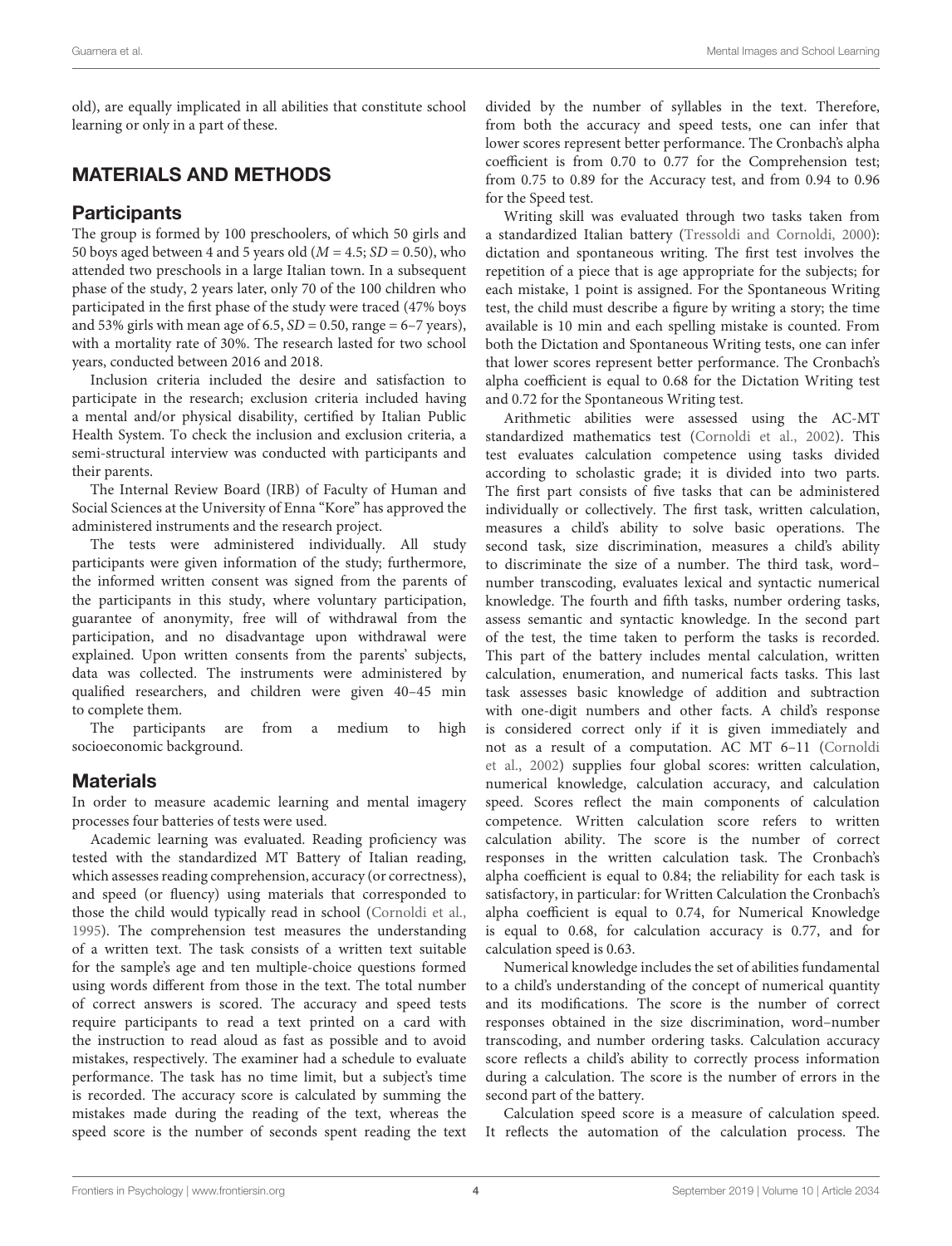old), are equally implicated in all abilities that constitute school learning or only in a part of these.

## MATERIALS AND METHODS

### Participants

The group is formed by 100 preschoolers, of which 50 girls and 50 boys aged between 4 and 5 years old ($M = 4.5$; $SD = 0.50$), who attended two preschools in a large Italian town. In a subsequent phase of the study, 2 years later, only 70 of the 100 children who participated in the first phase of the study were traced (47% boys and 53% girls with mean age of 6.5, $SD = 0.50$, range = 6–7 years), with a mortality rate of 30%. The research lasted for two school years, conducted between 2016 and 2018.

Inclusion criteria included the desire and satisfaction to participate in the research; exclusion criteria included having a mental and/or physical disability, certified by Italian Public Health System. To check the inclusion and exclusion criteria, a semi-structural interview was conducted with participants and their parents.

The Internal Review Board (IRB) of Faculty of Human and Social Sciences at the University of Enna "Kore" has approved the administered instruments and the research project.

The tests were administered individually. All study participants were given information of the study; furthermore, the informed written consent was signed from the parents of the participants in this study, where voluntary participation, guarantee of anonymity, free will of withdrawal from the participation, and no disadvantage upon withdrawal were explained. Upon written consents from the parents' subjects, data was collected. The instruments were administered by qualified researchers, and children were given 40–45 min to complete them.

The participants are from a medium to high socioeconomic background.

### Materials

In order to measure academic learning and mental imagery processes four batteries of tests were used.

Academic learning was evaluated. Reading proficiency was tested with the standardized MT Battery of Italian reading, which assesses reading comprehension, accuracy (or correctness), and speed (or fluency) using materials that corresponded to those the child would typically read in school (Cornoldi et al., 1995). The comprehension test measures the understanding of a written text. The task consists of a written text suitable for the sample's age and ten multiple-choice questions formed using words different from those in the text. The total number of correct answers is scored. The accuracy and speed tests require participants to read a text printed on a card with the instruction to read aloud as fast as possible and to avoid mistakes, respectively. The examiner had a schedule to evaluate performance. The task has no time limit, but a subject's time is recorded. The accuracy score is calculated by summing the mistakes made during the reading of the text, whereas the speed score is the number of seconds spent reading the text divided by the number of syllables in the text. Therefore, from both the accuracy and speed tests, one can infer that lower scores represent better performance. The Cronbach's alpha coefficient is from 0.70 to 0.77 for the Comprehension test; from 0.75 to 0.89 for the Accuracy test, and from 0.94 to 0.96 for the Speed test.

Writing skill was evaluated through two tasks taken from a standardized Italian battery (Tressoldi and Cornoldi, 2000): dictation and spontaneous writing. The first test involves the repetition of a piece that is age appropriate for the subjects; for each mistake, 1 point is assigned. For the Spontaneous Writing test, the child must describe a figure by writing a story; the time available is 10 min and each spelling mistake is counted. From both the Dictation and Spontaneous Writing tests, one can infer that lower scores represent better performance. The Cronbach's alpha coefficient is equal to 0.68 for the Dictation Writing test and 0.72 for the Spontaneous Writing test.

Arithmetic abilities were assessed using the AC-MT standardized mathematics test (Cornoldi et al., 2002). This test evaluates calculation competence using tasks divided according to scholastic grade; it is divided into two parts. The first part consists of five tasks that can be administered individually or collectively. The first task, written calculation, measures a child's ability to solve basic operations. The second task, size discrimination, measures a child's ability to discriminate the size of a number. The third task, word–number transcoding, evaluates lexical and syntactic numerical knowledge. The fourth and fifth tasks, number ordering tasks, assess semantic and syntactic knowledge. In the second part of the test, the time taken to perform the tasks is recorded. This part of the battery includes mental calculation, written calculation, enumeration, and numerical facts tasks. This last task assesses basic knowledge of addition and subtraction with one-digit numbers and other facts. A child's response is considered correct only if it is given immediately and not as a result of a computation. AC MT 6–11 (Cornoldi et al., 2002) supplies four global scores: written calculation, numerical knowledge, calculation accuracy, and calculation speed. Scores reflect the main components of calculation competence. Written calculation score refers to written calculation ability. The score is the number of correct responses in the written calculation task. The Cronbach's alpha coefficient is equal to 0.84; the reliability for each task is satisfactory, in particular: for Written Calculation the Cronbach's alpha coefficient is equal to 0.74, for Numerical Knowledge is equal to 0.68, for calculation accuracy is 0.77, and for calculation speed is 0.63.

Numerical knowledge includes the set of abilities fundamental to a child's understanding of the concept of numerical quantity and its modifications. The score is the number of correct responses obtained in the size discrimination, word–number transcoding, and number ordering tasks. Calculation accuracy score reflects a child's ability to correctly process information during a calculation. The score is the number of errors in the second part of the battery.

Calculation speed score is a measure of calculation speed. It reflects the automation of the calculation process. The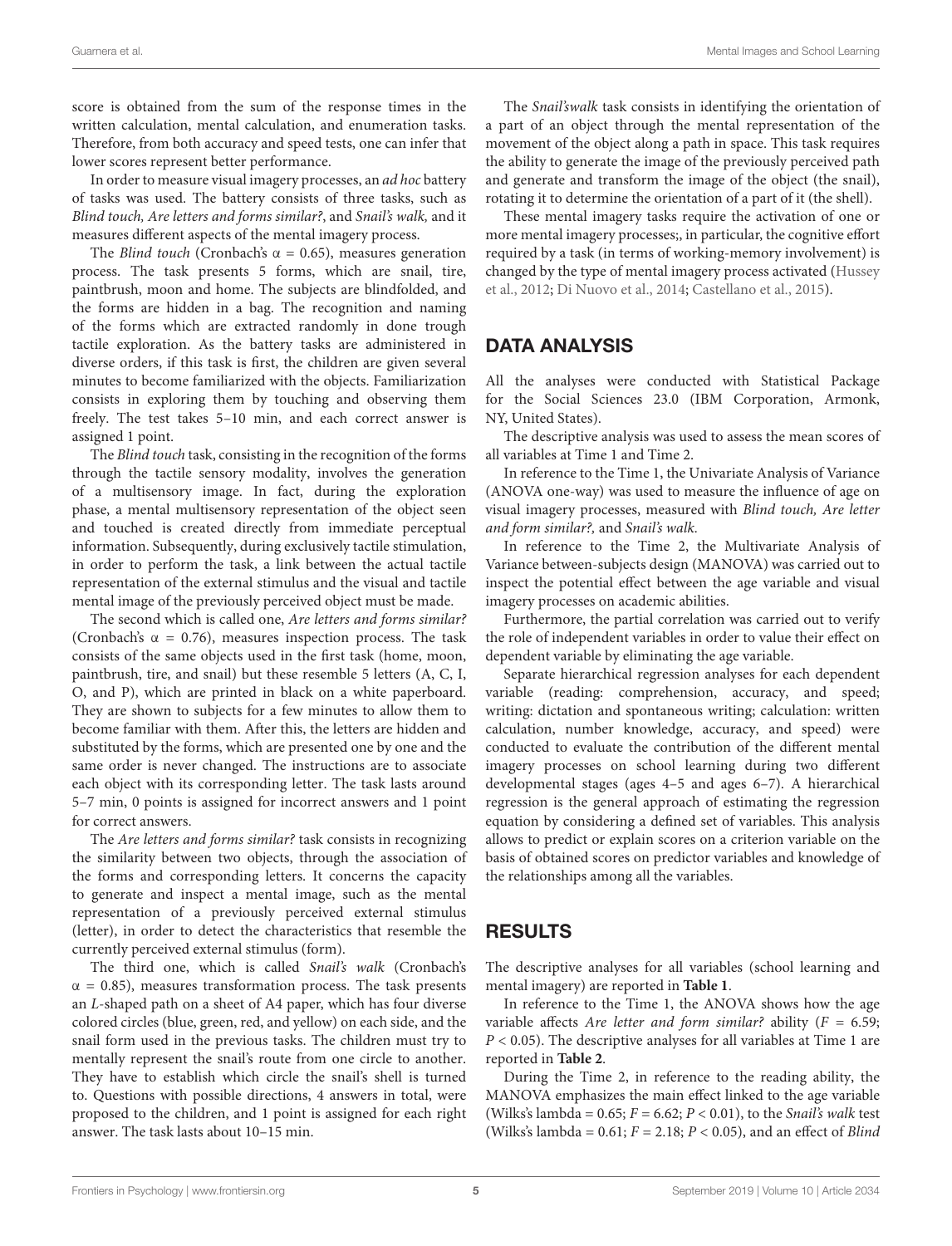score is obtained from the sum of the response times in the written calculation, mental calculation, and enumeration tasks. Therefore, from both accuracy and speed tests, one can infer that lower scores represent better performance.

In order to measure visual imagery processes, an *ad hoc* battery of tasks was used. The battery consists of three tasks, such as *Blind touch, Are letters and forms similar?*, and *Snail's walk,* and it measures different aspects of the mental imagery process.

The *Blind touch* (Cronbach's $\alpha = 0.65$), measures generation process. The task presents 5 forms, which are snail, tire, paintbrush, moon and home. The subjects are blindfolded, and the forms are hidden in a bag. The recognition and naming of the forms which are extracted randomly in done trough tactile exploration. As the battery tasks are administered in diverse orders, if this task is first, the children are given several minutes to become familiarized with the objects. Familiarization consists in exploring them by touching and observing them freely. The test takes 5–10 min, and each correct answer is assigned 1 point.

The *Blind touch* task, consisting in the recognition of the forms through the tactile sensory modality, involves the generation of a multisensory image. In fact, during the exploration phase, a mental multisensory representation of the object seen and touched is created directly from immediate perceptual information. Subsequently, during exclusively tactile stimulation, in order to perform the task, a link between the actual tactile representation of the external stimulus and the visual and tactile mental image of the previously perceived object must be made.

The second which is called one, *Are letters and forms similar?* (Cronbach's $\alpha = 0.76$), measures inspection process. The task consists of the same objects used in the first task (home, moon, paintbrush, tire, and snail) but these resemble 5 letters (A, C, I, O, and P), which are printed in black on a white paperboard. They are shown to subjects for a few minutes to allow them to become familiar with them. After this, the letters are hidden and substituted by the forms, which are presented one by one and the same order is never changed. The instructions are to associate each object with its corresponding letter. The task lasts around 5–7 min, 0 points is assigned for incorrect answers and 1 point for correct answers.

The *Are letters and forms similar?* task consists in recognizing the similarity between two objects, through the association of the forms and corresponding letters. It concerns the capacity to generate and inspect a mental image, such as the mental representation of a previously perceived external stimulus (letter), in order to detect the characteristics that resemble the currently perceived external stimulus (form).

The third one, which is called *Snail's walk* (Cronbach's $\alpha = 0.85$), measures transformation process. The task presents an *L*-shaped path on a sheet of A4 paper, which has four diverse colored circles (blue, green, red, and yellow) on each side, and the snail form used in the previous tasks. The children must try to mentally represent the snail's route from one circle to another. They have to establish which circle the snail's shell is turned to. Questions with possible directions, 4 answers in total, were proposed to the children, and 1 point is assigned for each right answer. The task lasts about 10–15 min.

The *Snail'swalk* task consists in identifying the orientation of a part of an object through the mental representation of the movement of the object along a path in space. This task requires the ability to generate the image of the previously perceived path and generate and transform the image of the object (the snail), rotating it to determine the orientation of a part of it (the shell).

These mental imagery tasks require the activation of one or more mental imagery processes;, in particular, the cognitive effort required by a task (in terms of working-memory involvement) is changed by the type of mental imagery process activated (Hussey et al., 2012; Di Nuovo et al., 2014; Castellano et al., 2015).

## DATA ANALYSIS

All the analyses were conducted with Statistical Package for the Social Sciences 23.0 (IBM Corporation, Armonk, NY, United States).

The descriptive analysis was used to assess the mean scores of all variables at Time 1 and Time 2.

In reference to the Time 1, the Univariate Analysis of Variance (ANOVA one-way) was used to measure the influence of age on visual imagery processes, measured with *Blind touch, Are letter and form similar?,* and *Snail's walk*.

In reference to the Time 2, the Multivariate Analysis of Variance between-subjects design (MANOVA) was carried out to inspect the potential effect between the age variable and visual imagery processes on academic abilities.

Furthermore, the partial correlation was carried out to verify the role of independent variables in order to value their effect on dependent variable by eliminating the age variable.

Separate hierarchical regression analyses for each dependent variable (reading: comprehension, accuracy, and speed; writing: dictation and spontaneous writing; calculation: written calculation, number knowledge, accuracy, and speed) were conducted to evaluate the contribution of the different mental imagery processes on school learning during two different developmental stages (ages 4–5 and ages 6–7). A hierarchical regression is the general approach of estimating the regression equation by considering a defined set of variables. This analysis allows to predict or explain scores on a criterion variable on the basis of obtained scores on predictor variables and knowledge of the relationships among all the variables.

## RESULTS

The descriptive analyses for all variables (school learning and mental imagery) are reported in **Table 1**.

In reference to the Time 1, the ANOVA shows how the age variable affects *Are letter and form similar?* ability ($F = 6.59$; $P < 0.05$). The descriptive analyses for all variables at Time 1 are reported in **Table 2**.

During the Time 2, in reference to the reading ability, the MANOVA emphasizes the main effect linked to the age variable (Wilks's lambda = 0.65; $F = 6.62$; $P < 0.01$), to the *Snail's walk* test (Wilks's lambda = 0.61; $F = 2.18$; $P < 0.05$), and an effect of *Blind*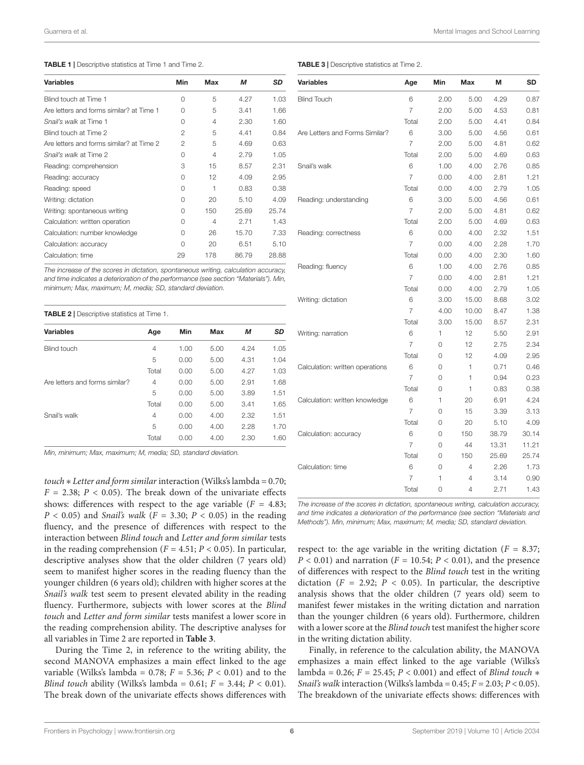**TABLE 1 |** Descriptive statistics at Time 1 and Time 2.

| Variables | Min | Max | *M* | *SD* |
|---|---|---|---|---|
| Blind touch at Time 1 | 0 | 5 | 4.27 | 1.03 |
| Are letters and forms similar? at Time 1 | 0 | 5 | 3.41 | 1.66 |
| *Snail's walk* at Time 1 | 0 | 4 | 2.30 | 1.60 |
| Blind touch at Time 2 | 2 | 5 | 4.41 | 0.84 |
| Are letters and forms similar? at Time 2 | 2 | 5 | 4.69 | 0.63 |
| *Snail's walk* at Time 2 | 0 | 4 | 2.79 | 1.05 |
| Reading: comprehension | 3 | 15 | 8.57 | 2.31 |
| Reading: accuracy | 0 | 12 | 4.09 | 2.95 |
| Reading: speed | 0 | 1 | 0.83 | 0.38 |
| Writing: dictation | 0 | 20 | 5.10 | 4.09 |
| Writing: spontaneous writing | 0 | 150 | 25.69 | 25.74 |
| Calculation: written operation | 0 | 4 | 2.71 | 1.43 |
| Calculation: number knowledge | 0 | 26 | 15.70 | 7.33 |
| Calculation: accuracy | 0 | 20 | 6.51 | 5.10 |
| Calculation: time | 29 | 178 | 86.79 | 28.88 |

*The increase of the scores in dictation, spontaneous writing, calculation accuracy, and time indicates a deterioration of the performance (see section "Materials"). Min, minimum; Max, maximum; M, media; SD, standard deviation.*

**TABLE 2 |** Descriptive statistics at Time 1.

| Variables | Age | Min | Max | *M* | *SD* |
|---|---|---|---|---|---|
| Blind touch | 4 | 1.00 | 5.00 | 4.24 | 1.05 |
| | 5 | 0.00 | 5.00 | 4.31 | 1.04 |
| | Total | 0.00 | 5.00 | 4.27 | 1.03 |
| Are letters and forms similar? | 4 | 0.00 | 5.00 | 2.91 | 1.68 |
| | 5 | 0.00 | 5.00 | 3.89 | 1.51 |
| | Total | 0.00 | 5.00 | 3.41 | 1.65 |
| Snail's walk | 4 | 0.00 | 4.00 | 2.32 | 1.51 |
| | 5 | 0.00 | 4.00 | 2.28 | 1.70 |
| | Total | 0.00 | 4.00 | 2.30 | 1.60 |

*Min, minimum; Max, maximum; M, media; SD, standard deviation.*

*touch* ∗ *Letter and form similar* interaction (Wilks's lambda = 0.70; $F = 2.38$; $P < 0.05$). The break down of the univariate effects shows: differences with respect to the age variable ($F = 4.83$; $P < 0.05$) and *Snail's walk* ($F = 3.30$; $P < 0.05$) in the reading fluency, and the presence of differences with respect to the interaction between *Blind touch* and *Letter and form similar* tests in the reading comprehension ($F = 4.51$; $P < 0.05$). In particular, descriptive analyses show that the older children (7 years old) seem to manifest higher scores in the reading fluency than the younger children (6 years old); children with higher scores at the *Snail's walk* test seem to present elevated ability in the reading fluency. Furthermore, subjects with lower scores at the *Blind touch* and *Letter and form similar* tests manifest a lower score in the reading comprehension ability. The descriptive analyses for all variables in Time 2 are reported in **Table 3**.

During the Time 2, in reference to the writing ability, the second MANOVA emphasizes a main effect linked to the age variable (Wilks's lambda = 0.78; $F = 5.36$; $P < 0.01$) and to the *Blind touch* ability (Wilks's lambda = 0.61; $F = 3.44$; $P < 0.01$). The break down of the univariate effects shows differences with respect to: the age variable in the writing dictation ($F = 8.37$; $P < 0.01$) and narration ($F = 10.54$; $P < 0.01$), and the presence of differences with respect to the *Blind touch* test in the writing dictation ($F = 2.92$; $P < 0.05$). In particular, the descriptive analysis shows that the older children (7 years old) seem to manifest fewer mistakes in the writing dictation and narration than the younger children (6 years old). Furthermore, children with a lower score at the *Blind touch* test manifest the higher score in the writing dictation ability.

Finally, in reference to the calculation ability, the MANOVA emphasizes a main effect linked to the age variable (Wilks's lambda = 0.26; $F = 25.45$; $P < 0.001$) and effect of *Blind touch* ∗ *Snail's walk* interaction (Wilks's lambda = 0.45; $F = 2.03$; $P < 0.05$). The breakdown of the univariate effects shows: differences with

**TABLE 3 |** Descriptive statistics at Time 2.

| Variables | Age | Min | Max | M | SD |
|---|---|---|---|---|---|
| Blind Touch | 6 | 2.00 | 5.00 | 4.29 | 0.87 |
| | 7 | 2.00 | 5.00 | 4.53 | 0.81 |
| | Total | 2.00 | 5.00 | 4.41 | 0.84 |
| Are Letters and Forms Similar? | 6 | 3.00 | 5.00 | 4.56 | 0.61 |
| | 7 | 2.00 | 5.00 | 4.81 | 0.62 |
| | Total | 2.00 | 5.00 | 4.69 | 0.63 |
| Snail's walk | 6 | 1.00 | 4.00 | 2.76 | 0.85 |
| | 7 | 0.00 | 4.00 | 2.81 | 1.21 |
| | Total | 0.00 | 4.00 | 2.79 | 1.05 |
| Reading: understanding | 6 | 3.00 | 5.00 | 4.56 | 0.61 |
| | 7 | 2.00 | 5.00 | 4.81 | 0.62 |
| | Total | 2.00 | 5.00 | 4.69 | 0.63 |
| Reading: correctness | 6 | 0.00 | 4.00 | 2.32 | 1.51 |
| | 7 | 0.00 | 4.00 | 2.28 | 1.70 |
| | Total | 0.00 | 4.00 | 2.30 | 1.60 |
| Reading: fluency | 6 | 1.00 | 4.00 | 2.76 | 0.85 |
| | 7 | 0.00 | 4.00 | 2.81 | 1.21 |
| | Total | 0.00 | 4.00 | 2.79 | 1.05 |
| Writing: dictation | 6 | 3.00 | 15.00 | 8.68 | 3.02 |
| | 7 | 4.00 | 10.00 | 8.47 | 1.38 |
| | Total | 3.00 | 15.00 | 8.57 | 2.31 |
| Writing: narration | 6 | 1 | 12 | 5.50 | 2.91 |
| | 7 | 0 | 12 | 2.75 | 2.34 |
| | Total | 0 | 12 | 4.09 | 2.95 |
| Calculation: written operations | 6 | 0 | 1 | 0.71 | 0.46 |
| | 7 | 0 | 1 | 0.94 | 0.23 |
| | Total | 0 | 1 | 0.83 | 0.38 |
| Calculation: written knowledge | 6 | 1 | 20 | 6.91 | 4.24 |
| | 7 | 0 | 15 | 3.39 | 3.13 |
| | Total | 0 | 20 | 5.10 | 4.09 |
| Calculation: accuracy | 6 | 0 | 150 | 38.79 | 30.14 |
| | 7 | 0 | 44 | 13.31 | 11.21 |
| | Total | 0 | 150 | 25.69 | 25.74 |
| Calculation: time | 6 | 0 | 4 | 2.26 | 1.73 |
| | 7 | 1 | 4 | 3.14 | 0.90 |
| | Total | 0 | 4 | 2.71 | 1.43 |

*The increase of the scores in dictation, spontaneous writing, calculation accuracy, and time indicates a deterioration of the performance (see section "Materials and Methods"). Min, minimum; Max, maximum; M, media; SD, standard deviation.*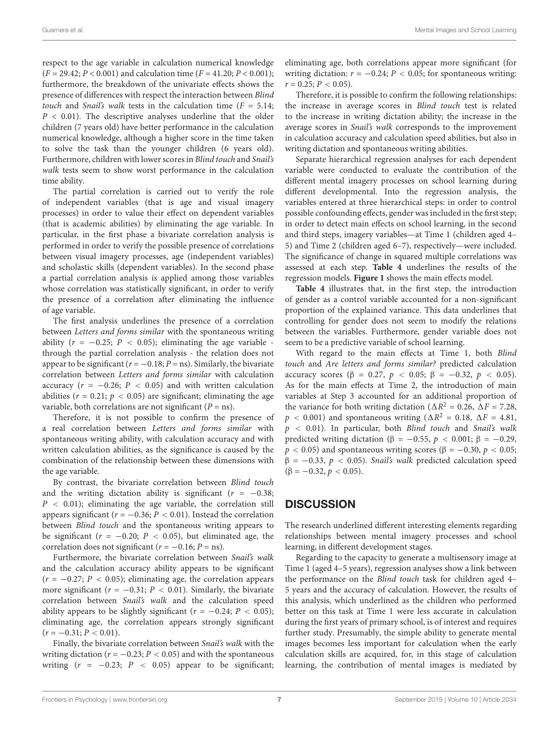respect to the age variable in calculation numerical knowledge ($F = 29.42$; $P < 0.001$) and calculation time ($F = 41.20$; $P < 0.001$); furthermore, the breakdown of the univariate effects shows the presence of differences with respect the interaction between *Blind touch* and *Snail's walk* tests in the calculation time ($F = 5.14$; $P < 0.01$). The descriptive analyses underline that the older children (7 years old) have better performance in the calculation numerical knowledge, although a higher score in the time taken to solve the task than the younger children (6 years old). Furthermore, children with lower scores in *Blind touch* and *Snail's walk* tests seem to show worst performance in the calculation time ability.

The partial correlation is carried out to verify the role of independent variables (that is age and visual imagery processes) in order to value their effect on dependent variables (that is academic abilities) by eliminating the age variable. In particular, in the first phase a bivariate correlation analysis is performed in order to verify the possible presence of correlations between visual imagery processes, age (independent variables) and scholastic skills (dependent variables). In the second phase a partial correlation analysis is applied among those variables whose correlation was statistically significant, in order to verify the presence of a correlation after eliminating the influence of age variable.

The first analysis underlines the presence of a correlation between *Letters and forms similar* with the spontaneous writing ability ($r = -0.25$; $P < 0.05$); eliminating the age variable - through the partial correlation analysis - the relation does not appear to be significant ($r = -0.18$; $P$ = ns). Similarly, the bivariate correlation between *Letters and forms similar* with calculation accuracy ($r = -0.26$; $P < 0.05$) and with written calculation abilities ($r = 0.21$; $p < 0.05$) are significant; eliminating the age variable, both correlations are not significant ($P$ = ns).

Therefore, it is not possible to confirm the presence of a real correlation between *Letters and forms similar* with spontaneous writing ability, with calculation accuracy and with written calculation abilities, as the significance is caused by the combination of the relationship between these dimensions with the age variable.

By contrast, the bivariate correlation between *Blind touch* and the writing dictation ability is significant ($r = -0.38$; $P < 0.01$); eliminating the age variable, the correlation still appears significant ($r = -0.36$; $P < 0.01$). Instead the correlation between *Blind touch* and the spontaneous writing appears to be significant ($r = -0.20$; $P < 0.05$), but eliminated age, the correlation does not significant ($r = -0.16$; $P$ = ns).

Furthermore, the bivariate correlation between *Snail's walk* and the calculation accuracy ability appears to be significant ($r = -0.27$; $P < 0.05$); eliminating age, the correlation appears more significant ($r = -0.31$; $P < 0.01$). Similarly, the bivariate correlation between *Snail's walk* and the calculation speed ability appears to be slightly significant ($r = -0.24$; $P < 0.05$); eliminating age, the correlation appears strongly significant ($r = -0.31$; $P < 0.01$).

Finally, the bivariate correlation between *Snail's walk* with the writing dictation ($r = -0.23$; $P < 0.05$) and with the spontaneous writing ($r = -0.23$; $P < 0.05$) appear to be significant; eliminating age, both correlations appear more significant (for writing dictation: $r = -0.24$; $P < 0.05$; for spontaneous writing: $r = 0.25$; $P < 0.05$).

Therefore, it is possible to confirm the following relationships: the increase in average scores in *Blind touch* test is related to the increase in writing dictation ability; the increase in the average scores in *Snail's walk* corresponds to the improvement in calculation accuracy and calculation speed abilities, but also in writing dictation and spontaneous writing abilities.

Separate hierarchical regression analyses for each dependent variable were conducted to evaluate the contribution of the different mental imagery processes on school learning during different developmental. Into the regression analysis, the variables entered at three hierarchical steps: in order to control possible confounding effects, gender was included in the first step; in order to detect main effects on school learning, in the second and third steps, imagery variables—at Time 1 (children aged 4–5) and Time 2 (children aged 6–7), respectively—were included. The significance of change in squared multiple correlations was assessed at each step. **Table 4** underlines the results of the regression models. **Figure 1** shows the main effects model.

**Table 4** illustrates that, in the first step, the introduction of gender as a control variable accounted for a non-significant proportion of the explained variance. This data underlines that controlling for gender does not seem to modify the relations between the variables. Furthermore, gender variable does not seem to be a predictive variable of school learning.

With regard to the main effects at Time 1, both *Blind touch* and *Are letters and forms similar?* predicted calculation accuracy scores ($\beta = 0.27$, $p < 0.05$; $\beta = -0.32$, $p < 0.05$). As for the main effects at Time 2, the introduction of main variables at Step 3 accounted for an additional proportion of the variance for both writing dictation ($\Delta R^2 = 0.26$, $\Delta F = 7.28$, $p < 0.001$) and spontaneous writing ($\Delta R^2 = 0.18$, $\Delta F = 4.81$, $p < 0.01$). In particular, both *Blind touch* and *Snail's walk* predicted writing dictation ($\beta = -0.55$, $p < 0.001$; $\beta = -0.29$, $p < 0.05$) and spontaneous writing scores ($\beta = -0.30$, $p < 0.05$; $\beta = -0.33$, $p < 0.05$). *Snail's walk* predicted calculation speed ($\beta = -0.32$, $p < 0.05$).

## DISCUSSION

The research underlined different interesting elements regarding relationships between mental imagery processes and school learning, in different development stages.

Regarding to the capacity to generate a multisensory image at Time 1 (aged 4–5 years), regression analyses show a link between the performance on the *Blind touch* task for children aged 4–5 years and the accuracy of calculation. However, the results of this analysis, which underlined as the children who performed better on this task at Time 1 were less accurate in calculation during the first years of primary school, is of interest and requires further study. Presumably, the simple ability to generate mental images becomes less important for calculation when the early calculation skills are acquired, for, in this stage of calculation learning, the contribution of mental images is mediated by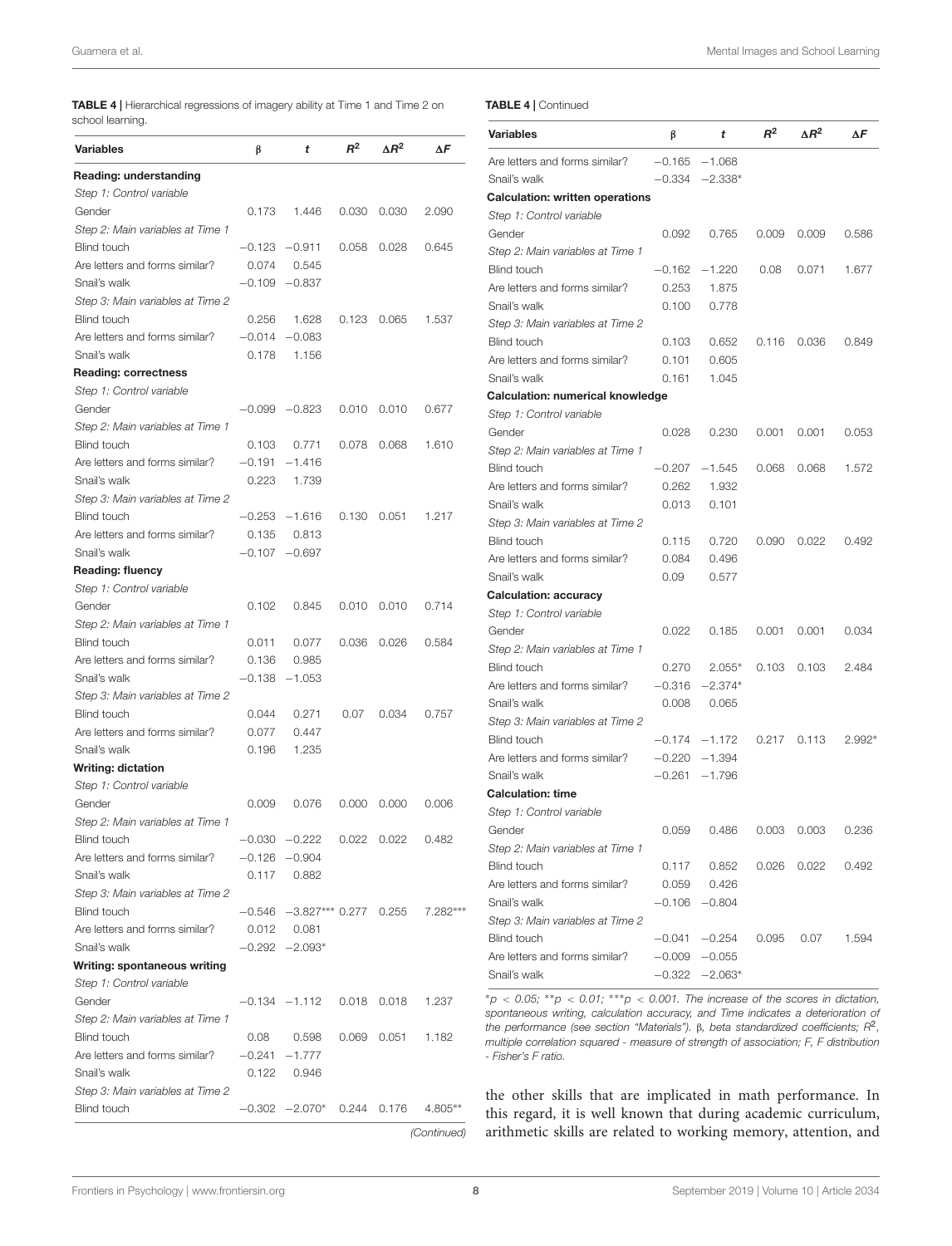**TABLE 4 |** Hierarchical regressions of imagery ability at Time 1 and Time 2 on school learning.

| Variables | β | *t* | $R^2$ | $\Delta R^2$ | $\Delta F$ |
|---|---|---|---|---|---|
| **Reading: understanding** | | | | | |
| *Step 1: Control variable* | | | | | |
| Gender | 0.173 | 1.446 | 0.030 | 0.030 | 2.090 |
| *Step 2: Main variables at Time 1* | | | | | |
| Blind touch | −0.123 | −0.911 | 0.058 | 0.028 | 0.645 |
| Are letters and forms similar? | 0.074 | 0.545 | | | |
| Snail's walk | −0.109 | −0.837 | | | |
| *Step 3: Main variables at Time 2* | | | | | |
| Blind touch | 0.256 | 1.628 | 0.123 | 0.065 | 1.537 |
| Are letters and forms similar? | −0.014 | −0.083 | | | |
| Snail's walk | 0.178 | 1.156 | | | |
| **Reading: correctness** | | | | | |
| *Step 1: Control variable* | | | | | |
| Gender | −0.099 | −0.823 | 0.010 | 0.010 | 0.677 |
| *Step 2: Main variables at Time 1* | | | | | |
| Blind touch | 0.103 | 0.771 | 0.078 | 0.068 | 1.610 |
| Are letters and forms similar? | −0.191 | −1.416 | | | |
| Snail's walk | 0.223 | 1.739 | | | |
| *Step 3: Main variables at Time 2* | | | | | |
| Blind touch | −0.253 | −1.616 | 0.130 | 0.051 | 1.217 |
| Are letters and forms similar? | 0.135 | 0.813 | | | |
| Snail's walk | −0.107 | −0.697 | | | |
| **Reading: fluency** | | | | | |
| *Step 1: Control variable* | | | | | |
| Gender | 0.102 | 0.845 | 0.010 | 0.010 | 0.714 |
| *Step 2: Main variables at Time 1* | | | | | |
| Blind touch | 0.011 | 0.077 | 0.036 | 0.026 | 0.584 |
| Are letters and forms similar? | 0.136 | 0.985 | | | |
| Snail's walk | −0.138 | −1.053 | | | |
| *Step 3: Main variables at Time 2* | | | | | |
| Blind touch | 0.044 | 0.271 | 0.07 | 0.034 | 0.757 |
| Are letters and forms similar? | 0.077 | 0.447 | | | |
| Snail's walk | 0.196 | 1.235 | | | |
| **Writing: dictation** | | | | | |
| *Step 1: Control variable* | | | | | |
| Gender | 0.009 | 0.076 | 0.000 | 0.000 | 0.006 |
| *Step 2: Main variables at Time 1* | | | | | |
| Blind touch | −0.030 | −0.222 | 0.022 | 0.022 | 0.482 |
| Are letters and forms similar? | −0.126 | −0.904 | | | |
| Snail's walk | 0.117 | 0.882 | | | |
| *Step 3: Main variables at Time 2* | | | | | |
| Blind touch | −0.546 | −3.827*** | 0.277 | 0.255 | 7.282*** |
| Are letters and forms similar? | 0.012 | 0.081 | | | |
| Snail's walk | −0.292 | −2.093* | | | |
| **Writing: spontaneous writing** | | | | | |
| *Step 1: Control variable* | | | | | |
| Gender | −0.134 | −1.112 | 0.018 | 0.018 | 1.237 |
| *Step 2: Main variables at Time 1* | | | | | |
| Blind touch | 0.08 | 0.598 | 0.069 | 0.051 | 1.182 |
| Are letters and forms similar? | −0.241 | −1.777 | | | |
| Snail's walk | 0.122 | 0.946 | | | |
| *Step 3: Main variables at Time 2* | | | | | |
| Blind touch | −0.302 | −2.070* | 0.244 | 0.176 | 4.805** |
| Are letters and forms similar? | −0.165 | −1.068 | | | |
| Snail's walk | −0.334 | −2.338* | | | |
| **Calculation: written operations** | | | | | |
| *Step 1: Control variable* | | | | | |
| Gender | 0.092 | 0.765 | 0.009 | 0.009 | 0.586 |
| *Step 2: Main variables at Time 1* | | | | | |
| Blind touch | −0.162 | −1.220 | 0.08 | 0.071 | 1.677 |
| Are letters and forms similar? | 0.253 | 1.875 | | | |
| Snail's walk | 0.100 | 0.778 | | | |
| *Step 3: Main variables at Time 2* | | | | | |
| Blind touch | 0.103 | 0.652 | 0.116 | 0.036 | 0.849 |
| Are letters and forms similar? | 0.101 | 0.605 | | | |
| Snail's walk | 0.161 | 1.045 | | | |
| **Calculation: numerical knowledge** | | | | | |
| *Step 1: Control variable* | | | | | |
| Gender | 0.028 | 0.230 | 0.001 | 0.001 | 0.053 |
| *Step 2: Main variables at Time 1* | | | | | |
| Blind touch | −0.207 | −1.545 | 0.068 | 0.068 | 1.572 |
| Are letters and forms similar? | 0.262 | 1.932 | | | |
| Snail's walk | 0.013 | 0.101 | | | |
| *Step 3: Main variables at Time 2* | | | | | |
| Blind touch | 0.115 | 0.720 | 0.090 | 0.022 | 0.492 |
| Are letters and forms similar? | 0.084 | 0.496 | | | |
| Snail's walk | 0.09 | 0.577 | | | |
| **Calculation: accuracy** | | | | | |
| *Step 1: Control variable* | | | | | |
| Gender | 0.022 | 0.185 | 0.001 | 0.001 | 0.034 |
| *Step 2: Main variables at Time 1* | | | | | |
| Blind touch | 0.270 | 2.055* | 0.103 | 0.103 | 2.484 |
| Are letters and forms similar? | −0.316 | −2.374* | | | |
| Snail's walk | 0.008 | 0.065 | | | |
| *Step 3: Main variables at Time 2* | | | | | |
| Blind touch | −0.174 | −1.172 | 0.217 | 0.113 | 2.992* |
| Are letters and forms similar? | −0.220 | −1.394 | | | |
| Snail's walk | −0.261 | −1.796 | | | |
| **Calculation: time** | | | | | |
| *Step 1: Control variable* | | | | | |
| Gender | 0.059 | 0.486 | 0.003 | 0.003 | 0.236 |
| *Step 2: Main variables at Time 1* | | | | | |
| Blind touch | 0.117 | 0.852 | 0.026 | 0.022 | 0.492 |
| Are letters and forms similar? | 0.059 | 0.426 | | | |
| Snail's walk | −0.106 | −0.804 | | | |
| *Step 3: Main variables at Time 2* | | | | | |
| Blind touch | −0.041 | −0.254 | 0.095 | 0.07 | 1.594 |
| Are letters and forms similar? | −0.009 | −0.055 | | | |
| Snail's walk | −0.322 | −2.063* | | | |

*$p < 0.05$; **$p < 0.01$; ***$p < 0.001$. *The increase of the scores in dictation, spontaneous writing, calculation accuracy, and Time indicates a deterioration of the performance (see section "Materials"). β, beta standardized coefficients; $R^2$, multiple correlation squared - measure of strength of association; F, F distribution - Fisher's F ratio.*

the other skills that are implicated in math performance. In this regard, it is well known that during academic curriculum, arithmetic skills are related to working memory, attention, and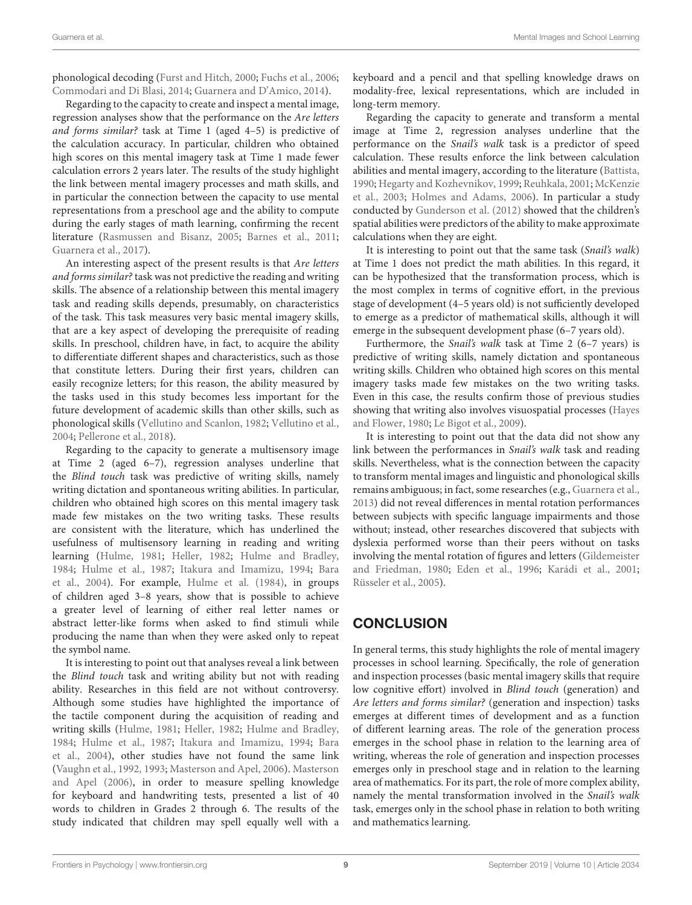phonological decoding (Furst and Hitch, 2000; Fuchs et al., 2006; Commodari and Di Blasi, 2014; Guarnera and D'Amico, 2014).

Regarding to the capacity to create and inspect a mental image, regression analyses show that the performance on the *Are letters and forms similar?* task at Time 1 (aged 4–5) is predictive of the calculation accuracy. In particular, children who obtained high scores on this mental imagery task at Time 1 made fewer calculation errors 2 years later. The results of the study highlight the link between mental imagery processes and math skills, and in particular the connection between the capacity to use mental representations from a preschool age and the ability to compute during the early stages of math learning, confirming the recent literature (Rasmussen and Bisanz, 2005; Barnes et al., 2011; Guarnera et al., 2017).

An interesting aspect of the present results is that *Are letters and forms similar?* task was not predictive the reading and writing skills. The absence of a relationship between this mental imagery task and reading skills depends, presumably, on characteristics of the task. This task measures very basic mental imagery skills, that are a key aspect of developing the prerequisite of reading skills. In preschool, children have, in fact, to acquire the ability to differentiate different shapes and characteristics, such as those that constitute letters. During their first years, children can easily recognize letters; for this reason, the ability measured by the tasks used in this study becomes less important for the future development of academic skills than other skills, such as phonological skills (Vellutino and Scanlon, 1982; Vellutino et al., 2004; Pellerone et al., 2018).

Regarding to the capacity to generate a multisensory image at Time 2 (aged 6–7), regression analyses underline that the *Blind touch* task was predictive of writing skills, namely writing dictation and spontaneous writing abilities. In particular, children who obtained high scores on this mental imagery task made few mistakes on the two writing tasks. These results are consistent with the literature, which has underlined the usefulness of multisensory learning in reading and writing learning (Hulme, 1981; Heller, 1982; Hulme and Bradley, 1984; Hulme et al., 1987; Itakura and Imamizu, 1994; Bara et al., 2004). For example, Hulme et al. (1984), in groups of children aged 3–8 years, show that is possible to achieve a greater level of learning of either real letter names or abstract letter-like forms when asked to find stimuli while producing the name than when they were asked only to repeat the symbol name.

It is interesting to point out that analyses reveal a link between the *Blind touch* task and writing ability but not with reading ability. Researches in this field are not without controversy. Although some studies have highlighted the importance of the tactile component during the acquisition of reading and writing skills (Hulme, 1981; Heller, 1982; Hulme and Bradley, 1984; Hulme et al., 1987; Itakura and Imamizu, 1994; Bara et al., 2004), other studies have not found the same link (Vaughn et al., 1992, 1993; Masterson and Apel, 2006). Masterson and Apel (2006), in order to measure spelling knowledge for keyboard and handwriting tests, presented a list of 40 words to children in Grades 2 through 6. The results of the study indicated that children may spell equally well with a keyboard and a pencil and that spelling knowledge draws on modality-free, lexical representations, which are included in long-term memory.

Regarding the capacity to generate and transform a mental image at Time 2, regression analyses underline that the performance on the *Snail's walk* task is a predictor of speed calculation. These results enforce the link between calculation abilities and mental imagery, according to the literature (Battista, 1990; Hegarty and Kozhevnikov, 1999; Reuhkala, 2001; McKenzie et al., 2003; Holmes and Adams, 2006). In particular a study conducted by Gunderson et al. (2012) showed that the children's spatial abilities were predictors of the ability to make approximate calculations when they are eight.

It is interesting to point out that the same task (*Snail's walk*) at Time 1 does not predict the math abilities. In this regard, it can be hypothesized that the transformation process, which is the most complex in terms of cognitive effort, in the previous stage of development (4–5 years old) is not sufficiently developed to emerge as a predictor of mathematical skills, although it will emerge in the subsequent development phase (6–7 years old).

Furthermore, the *Snail's walk* task at Time 2 (6–7 years) is predictive of writing skills, namely dictation and spontaneous writing skills. Children who obtained high scores on this mental imagery tasks made few mistakes on the two writing tasks. Even in this case, the results confirm those of previous studies showing that writing also involves visuospatial processes (Hayes and Flower, 1980; Le Bigot et al., 2009).

It is interesting to point out that the data did not show any link between the performances in *Snail's walk* task and reading skills. Nevertheless, what is the connection between the capacity to transform mental images and linguistic and phonological skills remains ambiguous; in fact, some researches (e.g., Guarnera et al., 2013) did not reveal differences in mental rotation performances between subjects with specific language impairments and those without; instead, other researches discovered that subjects with dyslexia performed worse than their peers without on tasks involving the mental rotation of figures and letters (Gildemeister and Friedman, 1980; Eden et al., 1996; Karádi et al., 2001; Rüsseler et al., 2005).

## CONCLUSION

In general terms, this study highlights the role of mental imagery processes in school learning. Specifically, the role of generation and inspection processes (basic mental imagery skills that require low cognitive effort) involved in *Blind touch* (generation) and *Are letters and forms similar?* (generation and inspection) tasks emerges at different times of development and as a function of different learning areas. The role of the generation process emerges in the school phase in relation to the learning area of writing, whereas the role of generation and inspection processes emerges only in preschool stage and in relation to the learning area of mathematics. For its part, the role of more complex ability, namely the mental transformation involved in the *Snail's walk* task, emerges only in the school phase in relation to both writing and mathematics learning.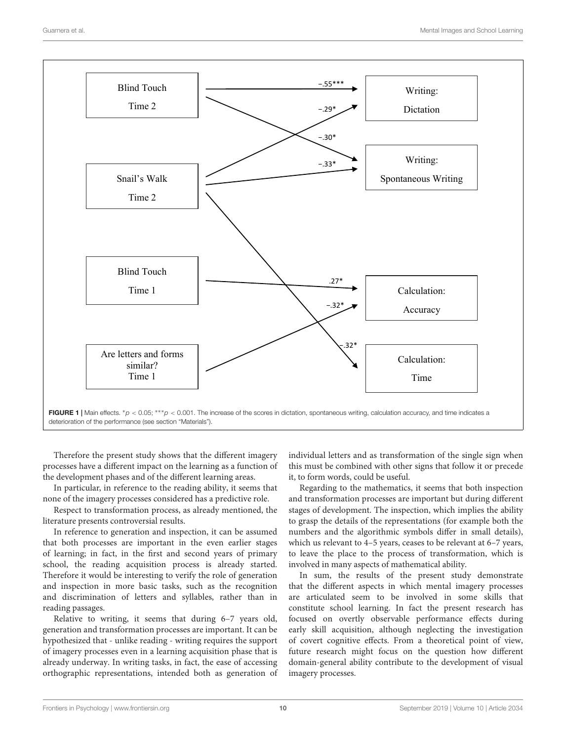**FIGURE 1 |** Main effects. $^{*}p < 0.05$; $^{***}p < 0.001$. The increase of the scores in dictation, spontaneous writing, calculation accuracy, and time indicates a deterioration of the performance (see section "Materials").

Therefore the present study shows that the different imagery processes have a different impact on the learning as a function of the development phases and of the different learning areas.

In particular, in reference to the reading ability, it seems that none of the imagery processes considered has a predictive role.

Respect to transformation process, as already mentioned, the literature presents controversial results.

In reference to generation and inspection, it can be assumed that both processes are important in the even earlier stages of learning; in fact, in the first and second years of primary school, the reading acquisition process is already started. Therefore it would be interesting to verify the role of generation and inspection in more basic tasks, such as the recognition and discrimination of letters and syllables, rather than in reading passages.

Relative to writing, it seems that during 6–7 years old, generation and transformation processes are important. It can be hypothesized that - unlike reading - writing requires the support of imagery processes even in a learning acquisition phase that is already underway. In writing tasks, in fact, the ease of accessing orthographic representations, intended both as generation of individual letters and as transformation of the single sign when this must be combined with other signs that follow it or precede it, to form words, could be useful.

Regarding to the mathematics, it seems that both inspection and transformation processes are important but during different stages of development. The inspection, which implies the ability to grasp the details of the representations (for example both the numbers and the algorithmic symbols differ in small details), which us relevant to 4–5 years, ceases to be relevant at 6–7 years, to leave the place to the process of transformation, which is involved in many aspects of mathematical ability.

In sum, the results of the present study demonstrate that the different aspects in which mental imagery processes are articulated seem to be involved in some skills that constitute school learning. In fact the present research has focused on overtly observable performance effects during early skill acquisition, although neglecting the investigation of covert cognitive effects. From a theoretical point of view, future research might focus on the question how different domain-general ability contribute to the development of visual imagery processes.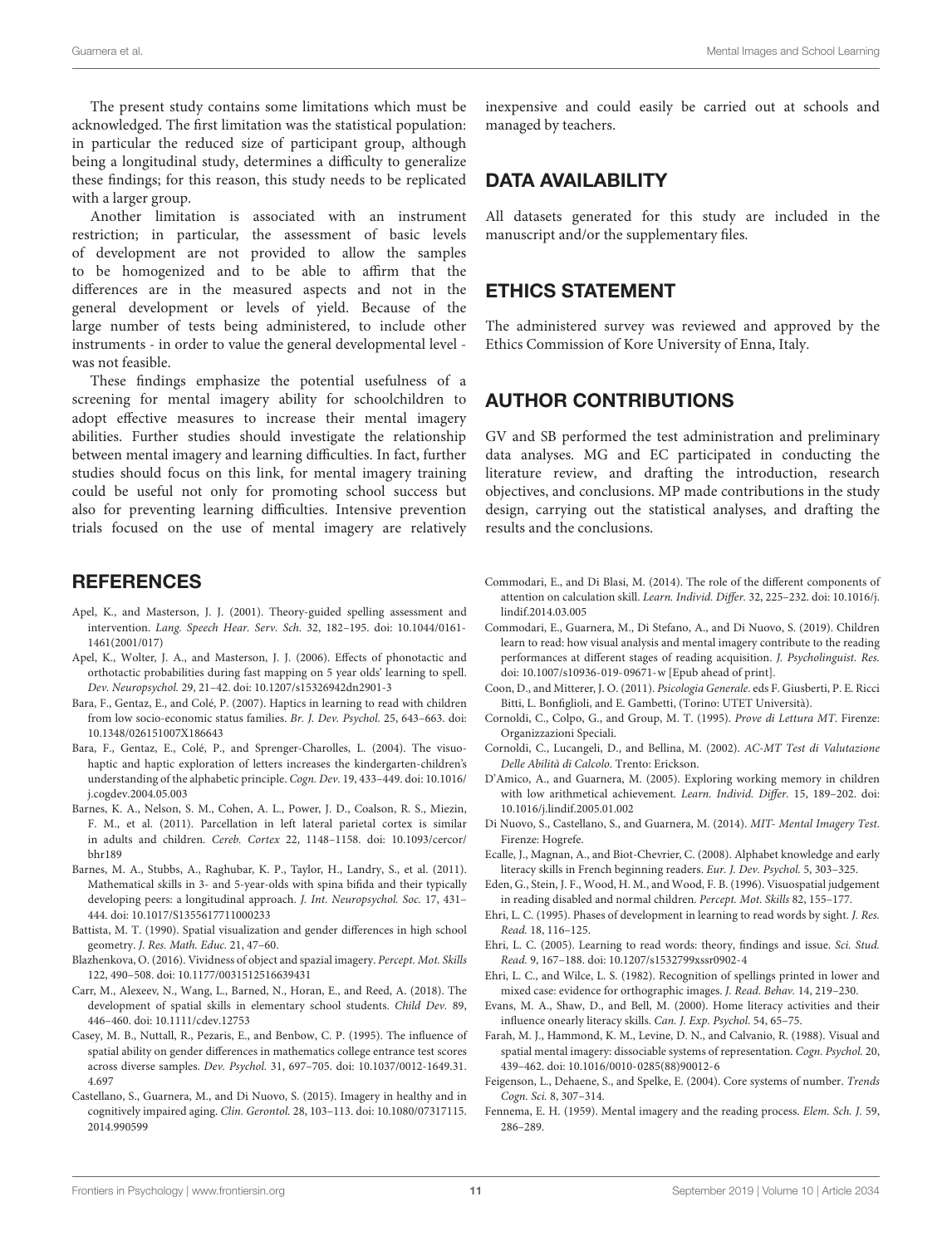The present study contains some limitations which must be acknowledged. The first limitation was the statistical population: in particular the reduced size of participant group, although being a longitudinal study, determines a difficulty to generalize these findings; for this reason, this study needs to be replicated with a larger group.

Another limitation is associated with an instrument restriction; in particular, the assessment of basic levels of development are not provided to allow the samples to be homogenized and to be able to affirm that the differences are in the measured aspects and not in the general development or levels of yield. Because of the large number of tests being administered, to include other instruments - in order to value the general developmental level - was not feasible.

These findings emphasize the potential usefulness of a screening for mental imagery ability for schoolchildren to adopt effective measures to increase their mental imagery abilities. Further studies should investigate the relationship between mental imagery and learning difficulties. In fact, further studies should focus on this link, for mental imagery training could be useful not only for promoting school success but also for preventing learning difficulties. Intensive prevention trials focused on the use of mental imagery are relatively inexpensive and could easily be carried out at schools and managed by teachers.

## DATA AVAILABILITY

All datasets generated for this study are included in the manuscript and/or the supplementary files.

## ETHICS STATEMENT

The administered survey was reviewed and approved by the Ethics Commission of Kore University of Enna, Italy.

## AUTHOR CONTRIBUTIONS

GV and SB performed the test administration and preliminary data analyses. MG and EC participated in conducting the literature review, and drafting the introduction, research objectives, and conclusions. MP made contributions in the study design, carrying out the statistical analyses, and drafting the results and the conclusions.

## REFERENCES

Apel, K., and Masterson, J. J. (2001). Theory-guided spelling assessment and intervention. *Lang. Speech Hear. Serv. Sch.* 32, 182–195. doi: 10.1044/0161-1461(2001/017)

Apel, K., Wolter, J. A., and Masterson, J. J. (2006). Effects of phonotactic and orthotactic probabilities during fast mapping on 5 year olds' learning to spell. *Dev. Neuropsychol.* 29, 21–42. doi: 10.1207/s15326942dn2901-3

Bara, F., Gentaz, E., and Colé, P. (2007). Haptics in learning to read with children from low socio-economic status families. *Br. J. Dev. Psychol.* 25, 643–663. doi: 10.1348/026151007X186643

Bara, F., Gentaz, E., Colé, P., and Sprenger-Charolles, L. (2004). The visuo-haptic and haptic exploration of letters increases the kindergarten-children's understanding of the alphabetic principle. *Cogn. Dev.* 19, 433–449. doi: 10.1016/j.cogdev.2004.05.003

Barnes, K. A., Nelson, S. M., Cohen, A. L., Power, J. D., Coalson, R. S., Miezin, F. M., et al. (2011). Parcellation in left lateral parietal cortex is similar in adults and children. *Cereb. Cortex* 22, 1148–1158. doi: 10.1093/cercor/bhr189

Barnes, M. A., Stubbs, A., Raghubar, K. P., Taylor, H., Landry, S., et al. (2011). Mathematical skills in 3- and 5-year-olds with spina bifida and their typically developing peers: a longitudinal approach. *J. Int. Neuropsychol. Soc.* 17, 431–444. doi: 10.1017/S1355617711000233

Battista, M. T. (1990). Spatial visualization and gender differences in high school geometry. *J. Res. Math. Educ.* 21, 47–60.

Blazhenkova, O. (2016). Vividness of object and spazial imagery. *Percept. Mot. Skills* 122, 490–508. doi: 10.1177/0031512516639431

Carr, M., Alexeev, N., Wang, L., Barned, N., Horan, E., and Reed, A. (2018). The development of spatial skills in elementary school students. *Child Dev.* 89, 446–460. doi: 10.1111/cdev.12753

Casey, M. B., Nuttall, R., Pezaris, E., and Benbow, C. P. (1995). The influence of spatial ability on gender differences in mathematics college entrance test scores across diverse samples. *Dev. Psychol.* 31, 697–705. doi: 10.1037/0012-1649.31.4.697

Castellano, S., Guarnera, M., and Di Nuovo, S. (2015). Imagery in healthy and in cognitively impaired aging. *Clin. Gerontol.* 28, 103–113. doi: 10.1080/07317115.2014.990599

Commodari, E., and Di Blasi, M. (2014). The role of the different components of attention on calculation skill. *Learn. Individ. Differ.* 32, 225–232. doi: 10.1016/j.lindif.2014.03.005

Commodari, E., Guarnera, M., Di Stefano, A., and Di Nuovo, S. (2019). Children learn to read: how visual analysis and mental imagery contribute to the reading performances at different stages of reading acquisition. *J. Psycholinguist. Res.* doi: 10.1007/s10936-019-09671-w [Epub ahead of print].

Coon, D., and Mitterer, J. O. (2011). *Psicologia Generale*. eds F. Giusberti, P. E. Ricci Bitti, L. Bonfiglioli, and E. Gambetti, (Torino: UTET Università).

Cornoldi, C., Colpo, G., and Group, M. T. (1995). *Prove di Lettura MT*. Firenze: Organizzazioni Speciali.

Cornoldi, C., Lucangeli, D., and Bellina, M. (2002). *AC-MT Test di Valutazione Delle Abilità di Calcolo*. Trento: Erickson.

D'Amico, A., and Guarnera, M. (2005). Exploring working memory in children with low arithmetical achievement. *Learn. Individ. Differ.* 15, 189–202. doi: 10.1016/j.lindif.2005.01.002

Di Nuovo, S., Castellano, S., and Guarnera, M. (2014). *MIT- Mental Imagery Test*. Firenze: Hogrefe.

Ecalle, J., Magnan, A., and Biot-Chevrier, C. (2008). Alphabet knowledge and early literacy skills in French beginning readers. *Eur. J. Dev. Psychol.* 5, 303–325.

Eden, G., Stein, J. F., Wood, H. M., and Wood, F. B. (1996). Visuospatial judgement in reading disabled and normal children. *Percept. Mot. Skills* 82, 155–177.

Ehri, L. C. (1995). Phases of development in learning to read words by sight. *J. Res. Read.* 18, 116–125.

Ehri, L. C. (2005). Learning to read words: theory, findings and issue. *Sci. Stud. Read.* 9, 167–188. doi: 10.1207/s1532799xssr0902-4

Ehri, L. C., and Wilce, L. S. (1982). Recognition of spellings printed in lower and mixed case: evidence for orthographic images. *J. Read. Behav.* 14, 219–230.

Evans, M. A., Shaw, D., and Bell, M. (2000). Home literacy activities and their influence onearly literacy skills. *Can. J. Exp. Psychol.* 54, 65–75.

Farah, M. J., Hammond, K. M., Levine, D. N., and Calvanio, R. (1988). Visual and spatial mental imagery: dissociable systems of representation. *Cogn. Psychol.* 20, 439–462. doi: 10.1016/0010-0285(88)90012-6

Feigenson, L., Dehaene, S., and Spelke, E. (2004). Core systems of number. *Trends Cogn. Sci.* 8, 307–314.

Fennema, E. H. (1959). Mental imagery and the reading process. *Elem. Sch. J.* 59, 286–289.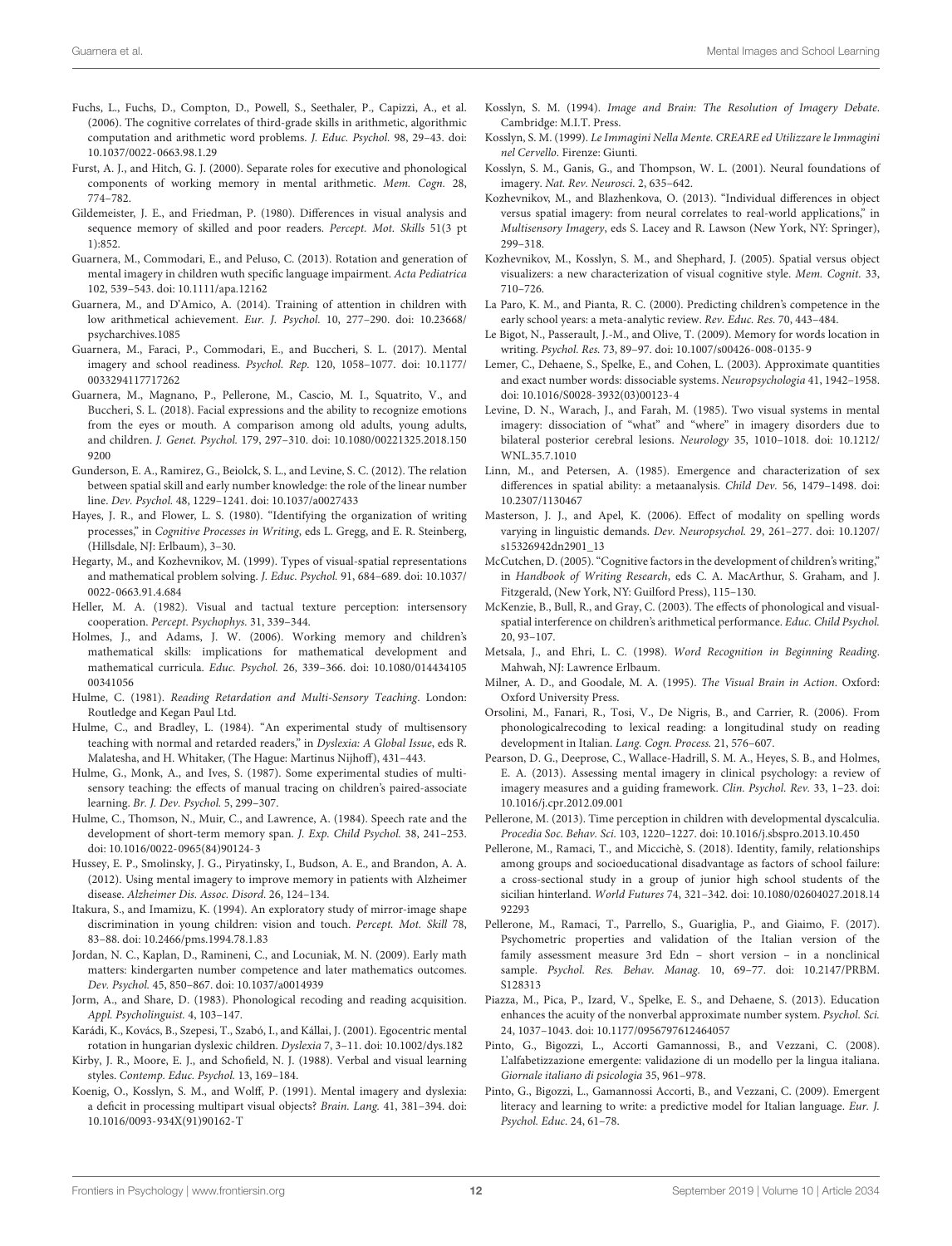Fuchs, L., Fuchs, D., Compton, D., Powell, S., Seethaler, P., Capizzi, A., et al. (2006). The cognitive correlates of third-grade skills in arithmetic, algorithmic computation and arithmetic word problems. *J. Educ. Psychol.* 98, 29–43. doi: 10.1037/0022-0663.98.1.29

Furst, A. J., and Hitch, G. J. (2000). Separate roles for executive and phonological components of working memory in mental arithmetic. *Mem. Cogn.* 28, 774–782.

Gildemeister, J. E., and Friedman, P. (1980). Differences in visual analysis and sequence memory of skilled and poor readers. *Percept. Mot. Skills* 51(3 pt 1):852.

Guarnera, M., Commodari, E., and Peluso, C. (2013). Rotation and generation of mental imagery in children wuth specific language impairment. *Acta Pediatrica* 102, 539–543. doi: 10.1111/apa.12162

Guarnera, M., and D'Amico, A. (2014). Training of attention in children with low arithmetical achievement. *Eur. J. Psychol.* 10, 277–290. doi: 10.23668/psycharchives.1085

Guarnera, M., Faraci, P., Commodari, E., and Buccheri, S. L. (2017). Mental imagery and school readiness. *Psychol. Rep.* 120, 1058–1077. doi: 10.1177/0033294117717262

Guarnera, M., Magnano, P., Pellerone, M., Cascio, M. I., Squatrito, V., and Buccheri, S. L. (2018). Facial expressions and the ability to recognize emotions from the eyes or mouth. A comparison among old adults, young adults, and children. *J. Genet. Psychol.* 179, 297–310. doi: 10.1080/00221325.2018.1509200

Gunderson, E. A., Ramirez, G., Beiolck, S. L., and Levine, S. C. (2012). The relation between spatial skill and early number knowledge: the role of the linear number line. *Dev. Psychol.* 48, 1229–1241. doi: 10.1037/a0027433

Hayes, J. R., and Flower, L. S. (1980). "Identifying the organization of writing processes," in *Cognitive Processes in Writing*, eds L. Gregg, and E. R. Steinberg, (Hillsdale, NJ: Erlbaum), 3–30.

Hegarty, M., and Kozhevnikov, M. (1999). Types of visual-spatial representations and mathematical problem solving. *J. Educ. Psychol.* 91, 684–689. doi: 10.1037/0022-0663.91.4.684

Heller, M. A. (1982). Visual and tactual texture perception: intersensory cooperation. *Percept. Psychophys.* 31, 339–344.

Holmes, J., and Adams, J. W. (2006). Working memory and children's mathematical skills: implications for mathematical development and mathematical curricula. *Educ. Psychol.* 26, 339–366. doi: 10.1080/01443410500341056

Hulme, C. (1981). *Reading Retardation and Multi-Sensory Teaching*. London: Routledge and Kegan Paul Ltd.

Hulme, C., and Bradley, L. (1984). "An experimental study of multisensory teaching with normal and retarded readers," in *Dyslexia: A Global Issue*, eds R. Malatesha, and H. Whitaker, (The Hague: Martinus Nijhoff), 431–443.

Hulme, G., Monk, A., and Ives, S. (1987). Some experimental studies of multi-sensory teaching: the effects of manual tracing on children's paired-associate learning. *Br. J. Dev. Psychol.* 5, 299–307.

Hulme, C., Thomson, N., Muir, C., and Lawrence, A. (1984). Speech rate and the development of short-term memory span. *J. Exp. Child Psychol.* 38, 241–253. doi: 10.1016/0022-0965(84)90124-3

Hussey, E. P., Smolinsky, J. G., Piryatinsky, I., Budson, A. E., and Brandon, A. A. (2012). Using mental imagery to improve memory in patients with Alzheimer disease. *Alzheimer Dis. Assoc. Disord.* 26, 124–134.

Itakura, S., and Imamizu, K. (1994). An exploratory study of mirror-image shape discrimination in young children: vision and touch. *Percept. Mot. Skill* 78, 83–88. doi: 10.2466/pms.1994.78.1.83

Jordan, N. C., Kaplan, D., Ramineni, C., and Locuniak, M. N. (2009). Early math matters: kindergarten number competence and later mathematics outcomes. *Dev. Psychol.* 45, 850–867. doi: 10.1037/a0014939

Jorm, A., and Share, D. (1983). Phonological recoding and reading acquisition. *Appl. Psycholinguist.* 4, 103–147.

Karádi, K., Kovács, B., Szepesi, T., Szabó, I., and Kállai, J. (2001). Egocentric mental rotation in hungarian dyslexic children. *Dyslexia* 7, 3–11. doi: 10.1002/dys.182

Kirby, J. R., Moore, E. J., and Schofield, N. J. (1988). Verbal and visual learning styles. *Contemp. Educ. Psychol.* 13, 169–184.

Koenig, O., Kosslyn, S. M., and Wolff, P. (1991). Mental imagery and dyslexia: a deficit in processing multipart visual objects? *Brain. Lang.* 41, 381–394. doi: 10.1016/0093-934X(91)90162-T

Kosslyn, S. M. (1994). *Image and Brain: The Resolution of Imagery Debate*. Cambridge: M.I.T. Press.

Kosslyn, S. M. (1999). *Le Immagini Nella Mente. CREARE ed Utilizzare le Immagini nel Cervello*. Firenze: Giunti.

Kosslyn, S. M., Ganis, G., and Thompson, W. L. (2001). Neural foundations of imagery. *Nat. Rev. Neurosci.* 2, 635–642.

Kozhevnikov, M., and Blazhenkova, O. (2013). "Individual differences in object versus spatial imagery: from neural correlates to real-world applications," in *Multisensory Imagery*, eds S. Lacey and R. Lawson (New York, NY: Springer), 299–318.

Kozhevnikov, M., Kosslyn, S. M., and Shephard, J. (2005). Spatial versus object visualizers: a new characterization of visual cognitive style. *Mem. Cognit.* 33, 710–726.

La Paro, K. M., and Pianta, R. C. (2000). Predicting children's competence in the early school years: a meta-analytic review. *Rev. Educ. Res.* 70, 443–484.

Le Bigot, N., Passerault, J.-M., and Olive, T. (2009). Memory for words location in writing. *Psychol. Res.* 73, 89–97. doi: 10.1007/s00426-008-0135-9

Lemer, C., Dehaene, S., Spelke, E., and Cohen, L. (2003). Approximate quantities and exact number words: dissociable systems. *Neuropsychologia* 41, 1942–1958. doi: 10.1016/S0028-3932(03)00123-4

Levine, D. N., Warach, J., and Farah, M. (1985). Two visual systems in mental imagery: dissociation of "what" and "where" in imagery disorders due to bilateral posterior cerebral lesions. *Neurology* 35, 1010–1018. doi: 10.1212/WNL.35.7.1010

Linn, M., and Petersen, A. (1985). Emergence and characterization of sex differences in spatial ability: a metaanalysis. *Child Dev.* 56, 1479–1498. doi: 10.2307/1130467

Masterson, J. J., and Apel, K. (2006). Effect of modality on spelling words varying in linguistic demands. *Dev. Neuropsychol.* 29, 261–277. doi: 10.1207/s15326942dn2901_13

McCutchen, D. (2005). "Cognitive factors in the development of children's writing," in *Handbook of Writing Research*, eds C. A. MacArthur, S. Graham, and J. Fitzgerald, (New York, NY: Guilford Press), 115–130.

McKenzie, B., Bull, R., and Gray, C. (2003). The effects of phonological and visual-spatial interference on children's arithmetical performance. *Educ. Child Psychol.* 20, 93–107.

Metsala, J., and Ehri, L. C. (1998). *Word Recognition in Beginning Reading*. Mahwah, NJ: Lawrence Erlbaum.

Milner, A. D., and Goodale, M. A. (1995). *The Visual Brain in Action*. Oxford: Oxford University Press.

Orsolini, M., Fanari, R., Tosi, V., De Nigris, B., and Carrier, R. (2006). From phonologicalrecoding to lexical reading: a longitudinal study on reading development in Italian. *Lang. Cogn. Process.* 21, 576–607.

Pearson, D. G., Deeprose, C., Wallace-Hadrill, S. M. A., Heyes, S. B., and Holmes, E. A. (2013). Assessing mental imagery in clinical psychology: a review of imagery measures and a guiding framework. *Clin. Psychol. Rev.* 33, 1–23. doi: 10.1016/j.cpr.2012.09.001

Pellerone, M. (2013). Time perception in children with developmental dyscalculia. *Procedia Soc. Behav. Sci.* 103, 1220–1227. doi: 10.1016/j.sbspro.2013.10.450

Pellerone, M., Ramaci, T., and Miccichè, S. (2018). Identity, family, relationships among groups and socioeducational disadvantage as factors of school failure: a cross-sectional study in a group of junior high school students of the sicilian hinterland. *World Futures* 74, 321–342. doi: 10.1080/02604027.2018.1492293

Pellerone, M., Ramaci, T., Parrello, S., Guariglia, P., and Giaimo, F. (2017). Psychometric properties and validation of the Italian version of the family assessment measure 3rd Edn – short version – in a nonclinical sample. *Psychol. Res. Behav. Manag.* 10, 69–77. doi: 10.2147/PRBM.S128313

Piazza, M., Pica, P., Izard, V., Spelke, E. S., and Dehaene, S. (2013). Education enhances the acuity of the nonverbal approximate number system. *Psychol. Sci.* 24, 1037–1043. doi: 10.1177/0956797612464057

Pinto, G., Bigozzi, L., Accorti Gamannossi, B., and Vezzani, C. (2008). L'alfabetizzazione emergente: validazione di un modello per la lingua italiana. *Giornale italiano di psicologia* 35, 961–978.

Pinto, G., Bigozzi, L., Gamannossi Accorti, B., and Vezzani, C. (2009). Emergent literacy and learning to write: a predictive model for Italian language. *Eur. J. Psychol. Educ.* 24, 61–78.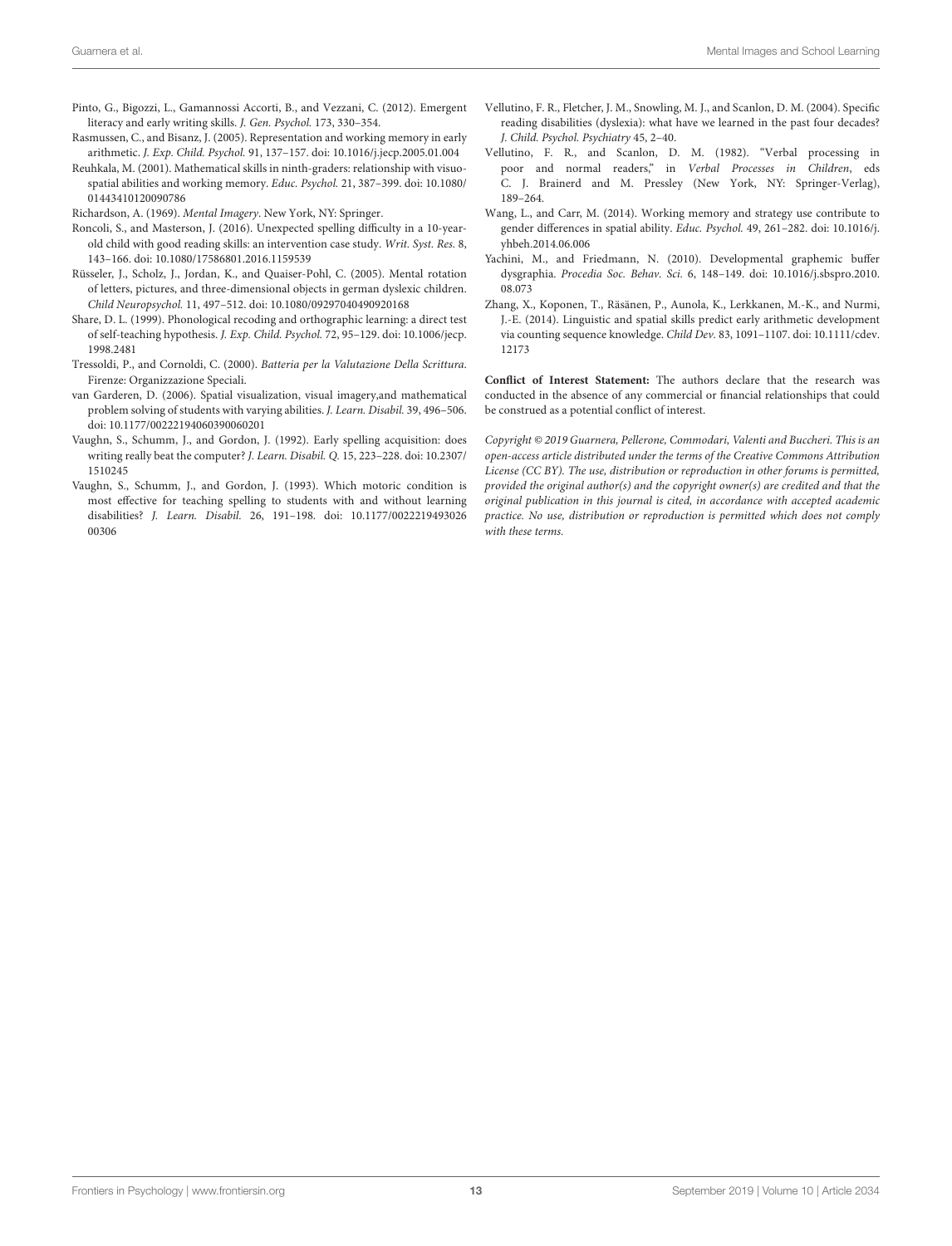Pinto, G., Bigozzi, L., Gamannossi Accorti, B., and Vezzani, C. (2012). Emergent literacy and early writing skills. *J. Gen. Psychol.* 173, 330–354.

Rasmussen, C., and Bisanz, J. (2005). Representation and working memory in early arithmetic. *J. Exp. Child. Psychol.* 91, 137–157. doi: 10.1016/j.jecp.2005.01.004

Reuhkala, M. (2001). Mathematical skills in ninth-graders: relationship with visuo-spatial abilities and working memory. *Educ. Psychol.* 21, 387–399. doi: 10.1080/01443410120090786

Richardson, A. (1969). *Mental Imagery*. New York, NY: Springer.

Roncoli, S., and Masterson, J. (2016). Unexpected spelling difficulty in a 10-year-old child with good reading skills: an intervention case study. *Writ. Syst. Res.* 8, 143–166. doi: 10.1080/17586801.2016.1159539

Rüsseler, J., Scholz, J., Jordan, K., and Quaiser-Pohl, C. (2005). Mental rotation of letters, pictures, and three-dimensional objects in german dyslexic children. *Child Neuropsychol.* 11, 497–512. doi: 10.1080/09297040490920168

Share, D. L. (1999). Phonological recoding and orthographic learning: a direct test of self-teaching hypothesis. *J. Exp. Child. Psychol.* 72, 95–129. doi: 10.1006/jecp.1998.2481

Tressoldi, P., and Cornoldi, C. (2000). *Batteria per la Valutazione Della Scrittura*. Firenze: Organizzazione Speciali.

van Garderen, D. (2006). Spatial visualization, visual imagery,and mathematical problem solving of students with varying abilities. *J. Learn. Disabil.* 39, 496–506. doi: 10.1177/00222194060390060201

Vaughn, S., Schumm, J., and Gordon, J. (1992). Early spelling acquisition: does writing really beat the computer? *J. Learn. Disabil. Q.* 15, 223–228. doi: 10.2307/1510245

Vaughn, S., Schumm, J., and Gordon, J. (1993). Which motoric condition is most effective for teaching spelling to students with and without learning disabilities? *J. Learn. Disabil.* 26, 191–198. doi: 10.1177/002221949302600306

Vellutino, F. R., Fletcher, J. M., Snowling, M. J., and Scanlon, D. M. (2004). Specific reading disabilities (dyslexia): what have we learned in the past four decades? *J. Child. Psychol. Psychiatry* 45, 2–40.

Vellutino, F. R., and Scanlon, D. M. (1982). "Verbal processing in poor and normal readers," in *Verbal Processes in Children*, eds C. J. Brainerd and M. Pressley (New York, NY: Springer-Verlag), 189–264.

Wang, L., and Carr, M. (2014). Working memory and strategy use contribute to gender differences in spatial ability. *Educ. Psychol.* 49, 261–282. doi: 10.1016/j.yhbeh.2014.06.006

Yachini, M., and Friedmann, N. (2010). Developmental graphemic buffer dysgraphia. *Procedia Soc. Behav. Sci.* 6, 148–149. doi: 10.1016/j.sbspro.2010.08.073

Zhang, X., Koponen, T., Räsänen, P., Aunola, K., Lerkkanen, M.-K., and Nurmi, J.-E. (2014). Linguistic and spatial skills predict early arithmetic development via counting sequence knowledge. *Child Dev.* 83, 1091–1107. doi: 10.1111/cdev.12173

**Conflict of Interest Statement:** The authors declare that the research was conducted in the absence of any commercial or financial relationships that could be construed as a potential conflict of interest.

*Copyright © 2019 Guarnera, Pellerone, Commodari, Valenti and Buccheri. This is an open-access article distributed under the terms of the Creative Commons Attribution License (CC BY). The use, distribution or reproduction in other forums is permitted, provided the original author(s) and the copyright owner(s) are credited and that the original publication in this journal is cited, in accordance with accepted academic practice. No use, distribution or reproduction is permitted which does not comply with these terms.*